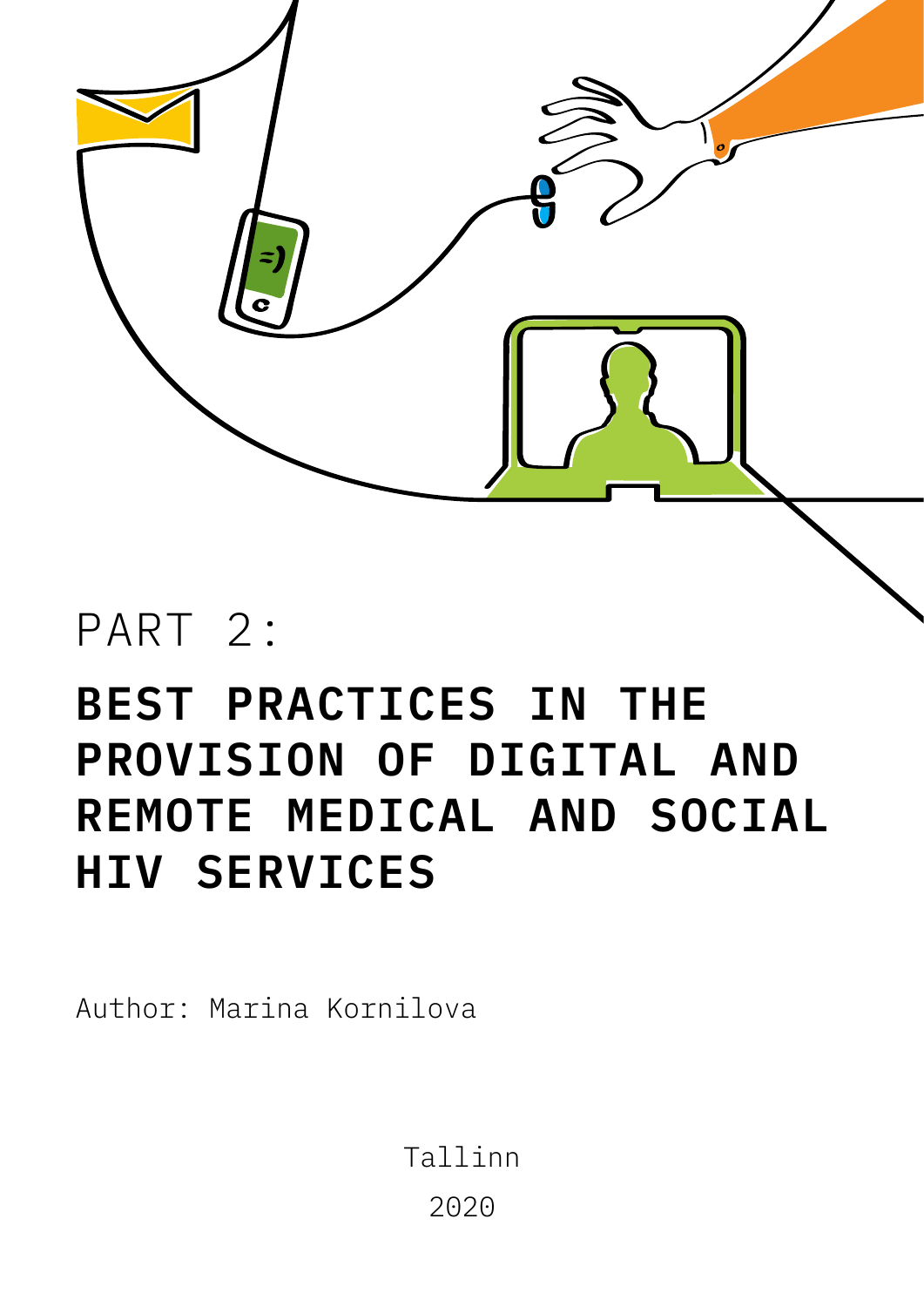PART 2:

# BEST PRACTICES IN THE PROVISION OF DIGITAL AND REMOTE MEDICAL AND SOCIAL HIV SERVICES

Author: Marina Kornilova

Tallinn

2020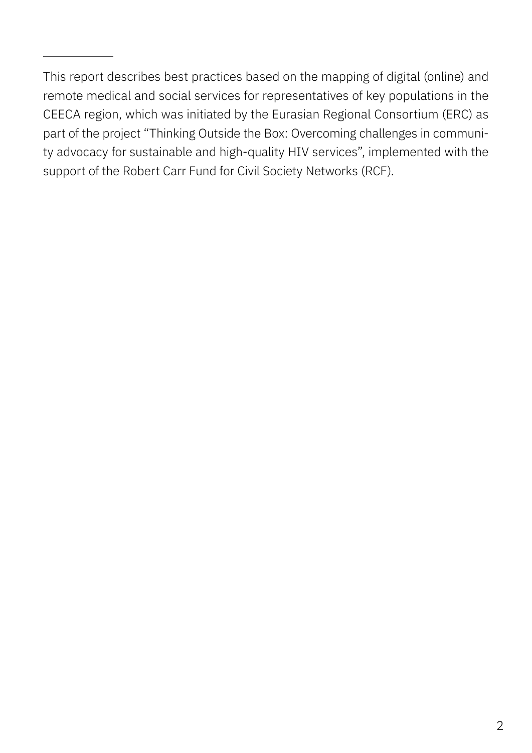This report describes best practices based on the mapping of digital (online) and remote medical and social services for representatives of key populations in the CEECA region, which was initiated by the Eurasian Regional Consortium (ERC) as part of the project "Thinking Outside the Box: Overcoming challenges in community advocacy for sustainable and high-quality HIV services", implemented with the support of the Robert Carr Fund for Civil Society Networks (RCF).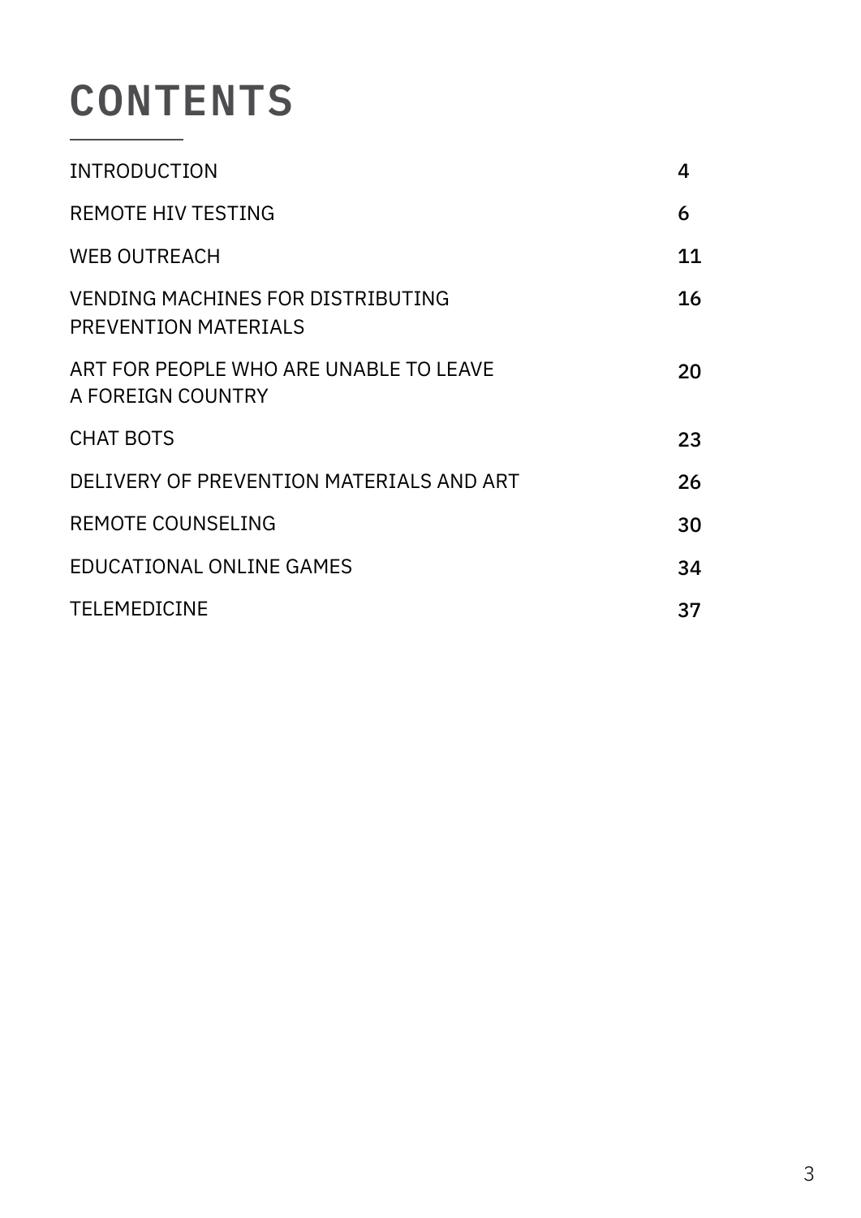# CONTENTS

| | |
|---|---|
| INTRODUCTION | 4 |
| REMOTE HIV TESTING | 6 |
| WEB OUTREACH | 11 |
| VENDING MACHINES FOR DISTRIBUTING PREVENTION MATERIALS | 16 |
| ART FOR PEOPLE WHO ARE UNABLE TO LEAVE A FOREIGN COUNTRY | 20 |
| CHAT BOTS | 23 |
| DELIVERY OF PREVENTION MATERIALS AND ART | 26 |
| REMOTE COUNSELING | 30 |
| EDUCATIONAL ONLINE GAMES | 34 |
| TELEMEDICINE | 37 |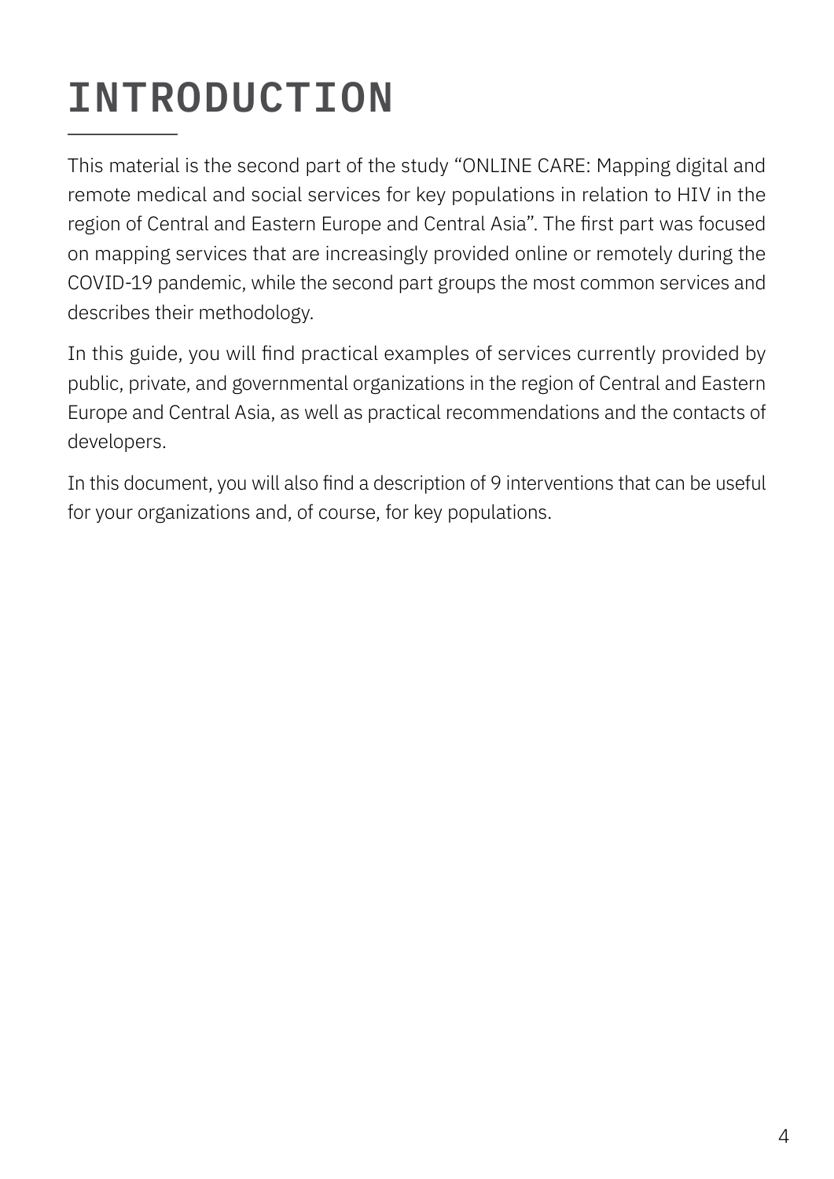# INTRODUCTION

This material is the second part of the study "ONLINE CARE: Mapping digital and remote medical and social services for key populations in relation to HIV in the region of Central and Eastern Europe and Central Asia". The first part was focused on mapping services that are increasingly provided online or remotely during the COVID-19 pandemic, while the second part groups the most common services and describes their methodology.

In this guide, you will find practical examples of services currently provided by public, private, and governmental organizations in the region of Central and Eastern Europe and Central Asia, as well as practical recommendations and the contacts of developers.

In this document, you will also find a description of 9 interventions that can be useful for your organizations and, of course, for key populations.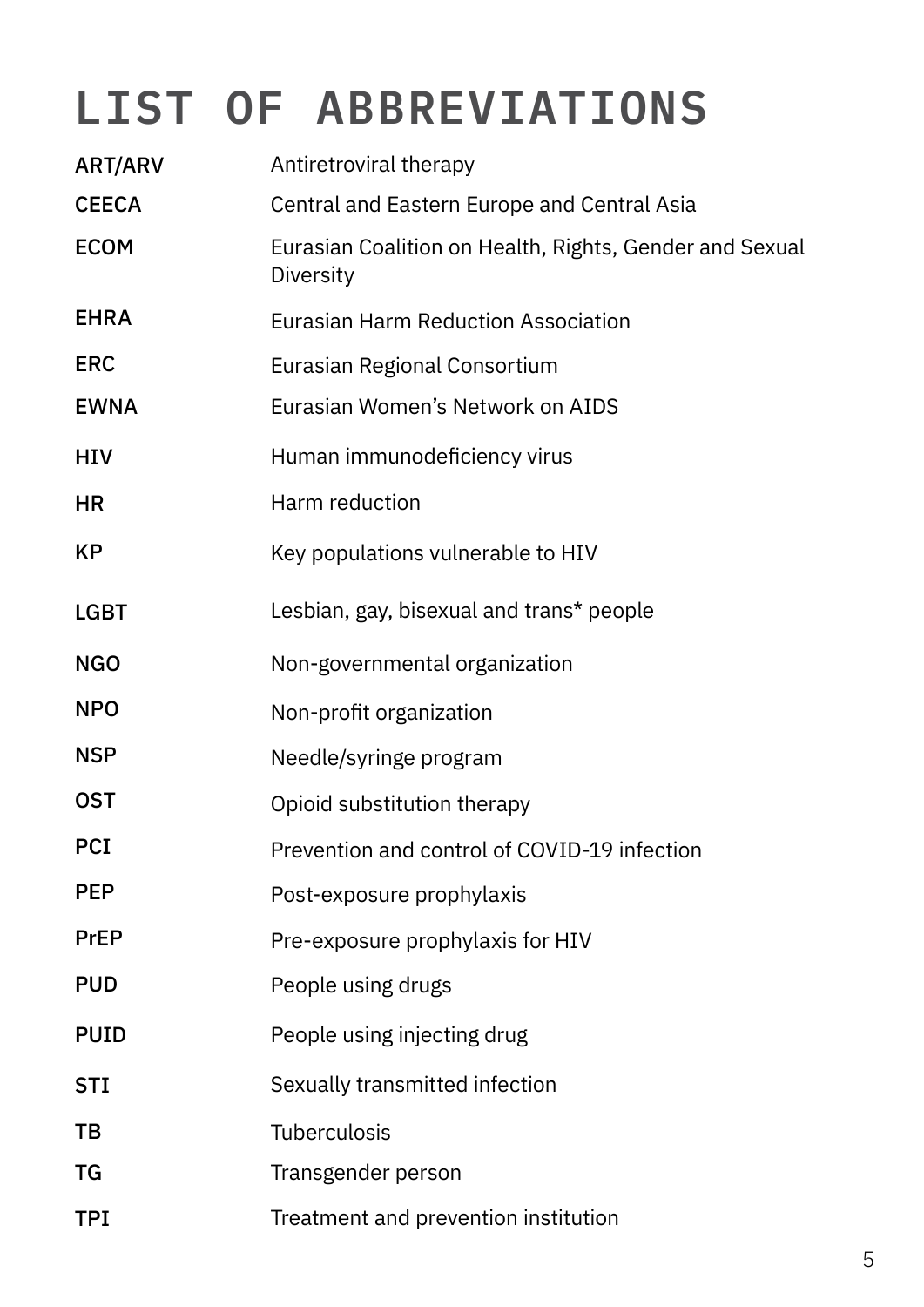# LIST OF ABBREVIATIONS

| | |
|---|---|
| ART/ARV | Antiretroviral therapy |
| CEECA | Central and Eastern Europe and Central Asia |
| ECOM | Eurasian Coalition on Health, Rights, Gender and Sexual Diversity |
| EHRA | Eurasian Harm Reduction Association |
| ERC | Eurasian Regional Consortium |
| EWNA | Eurasian Women's Network on AIDS |
| HIV | Human immunodeficiency virus |
| HR | Harm reduction |
| KP | Key populations vulnerable to HIV |
| LGBT | Lesbian, gay, bisexual and trans* people |
| NGO | Non-governmental organization |
| NPO | Non-profit organization |
| NSP | Needle/syringe program |
| OST | Opioid substitution therapy |
| PCI | Prevention and control of COVID-19 infection |
| PEP | Post-exposure prophylaxis |
| PrEP | Pre-exposure prophylaxis for HIV |
| PUD | People using drugs |
| PUID | People using injecting drug |
| STI | Sexually transmitted infection |
| TB | Tuberculosis |
| TG | Transgender person |
| TPI | Treatment and prevention institution |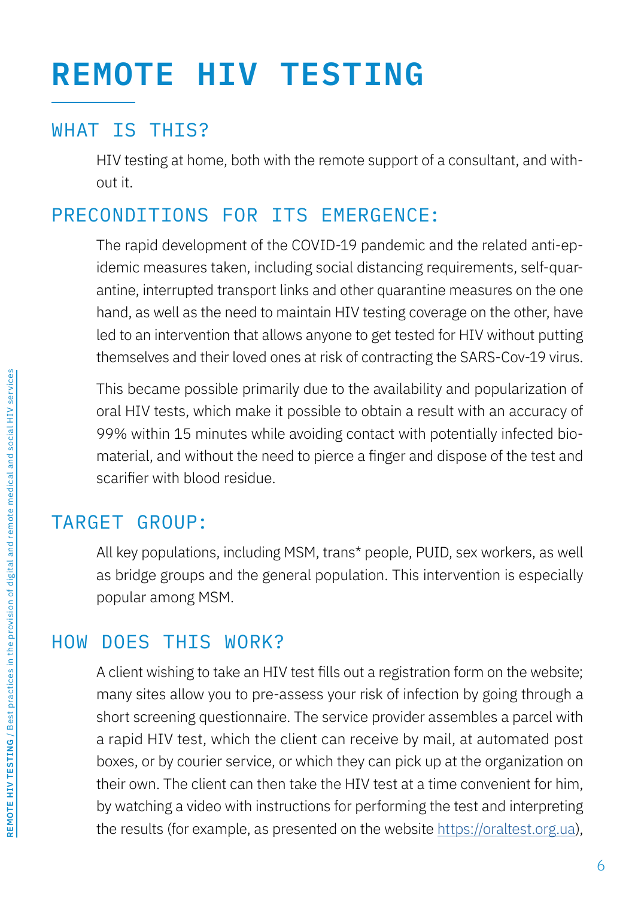# REMOTE HIV TESTING

## WHAT IS THIS?

HIV testing at home, both with the remote support of a consultant, and without it.

## PRECONDITIONS FOR ITS EMERGENCE:

The rapid development of the COVID-19 pandemic and the related anti-epidemic measures taken, including social distancing requirements, self-quarantine, interrupted transport links and other quarantine measures on the one hand, as well as the need to maintain HIV testing coverage on the other, have led to an intervention that allows anyone to get tested for HIV without putting themselves and their loved ones at risk of contracting the SARS-Cov-19 virus.

This became possible primarily due to the availability and popularization of oral HIV tests, which make it possible to obtain a result with an accuracy of 99% within 15 minutes while avoiding contact with potentially infected biomaterial, and without the need to pierce a finger and dispose of the test and scarifier with blood residue.

## TARGET GROUP:

All key populations, including MSM, trans* people, PUID, sex workers, as well as bridge groups and the general population. This intervention is especially popular among MSM.

## HOW DOES THIS WORK?

A client wishing to take an HIV test fills out a registration form on the website; many sites allow you to pre-assess your risk of infection by going through a short screening questionnaire. The service provider assembles a parcel with a rapid HIV test, which the client can receive by mail, at automated post boxes, or by courier service, or which they can pick up at the organization on their own. The client can then take the HIV test at a time convenient for him, by watching a video with instructions for performing the test and interpreting the results (for example, as presented on the website https://oraltest.org.ua),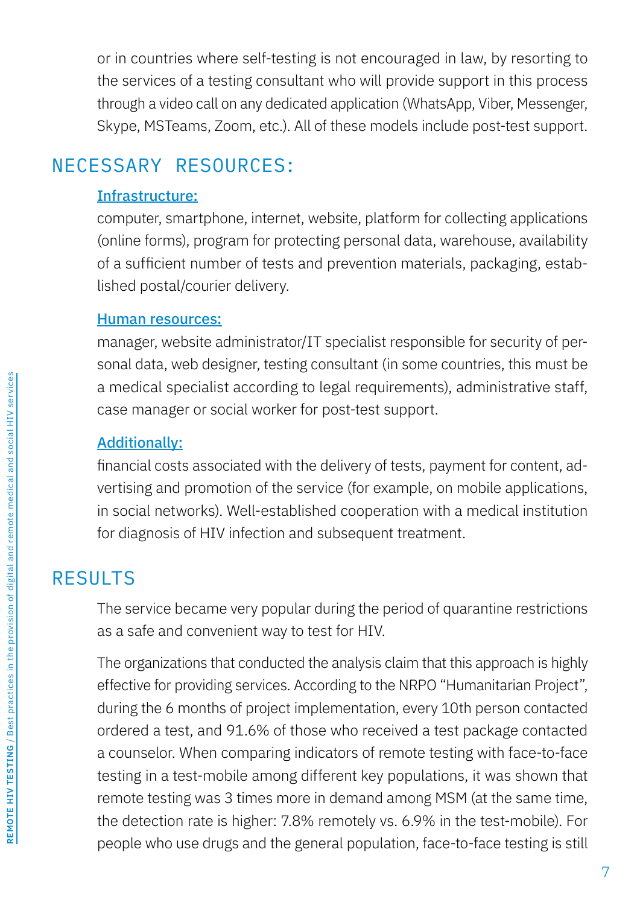or in countries where self-testing is not encouraged in law, by resorting to the services of a testing consultant who will provide support in this process through a video call on any dedicated application (WhatsApp, Viber, Messenger, Skype, MSTeams, Zoom, etc.). All of these models include post-test support.

## NECESSARY RESOURCES:

**Infrastructure:**

computer, smartphone, internet, website, platform for collecting applications (online forms), program for protecting personal data, warehouse, availability of a sufficient number of tests and prevention materials, packaging, established postal/courier delivery.

**Human resources:**

manager, website administrator/IT specialist responsible for security of personal data, web designer, testing consultant (in some countries, this must be a medical specialist according to legal requirements), administrative staff, case manager or social worker for post-test support.

**Additionally:**

financial costs associated with the delivery of tests, payment for content, advertising and promotion of the service (for example, on mobile applications, in social networks). Well-established cooperation with a medical institution for diagnosis of HIV infection and subsequent treatment.

## RESULTS

The service became very popular during the period of quarantine restrictions as a safe and convenient way to test for HIV.

The organizations that conducted the analysis claim that this approach is highly effective for providing services. According to the NRPO "Humanitarian Project", during the 6 months of project implementation, every 10th person contacted ordered a test, and 91.6% of those who received a test package contacted a counselor. When comparing indicators of remote testing with face-to-face testing in a test-mobile among different key populations, it was shown that remote testing was 3 times more in demand among MSM (at the same time, the detection rate is higher: 7.8% remotely vs. 6.9% in the test-mobile). For people who use drugs and the general population, face-to-face testing is still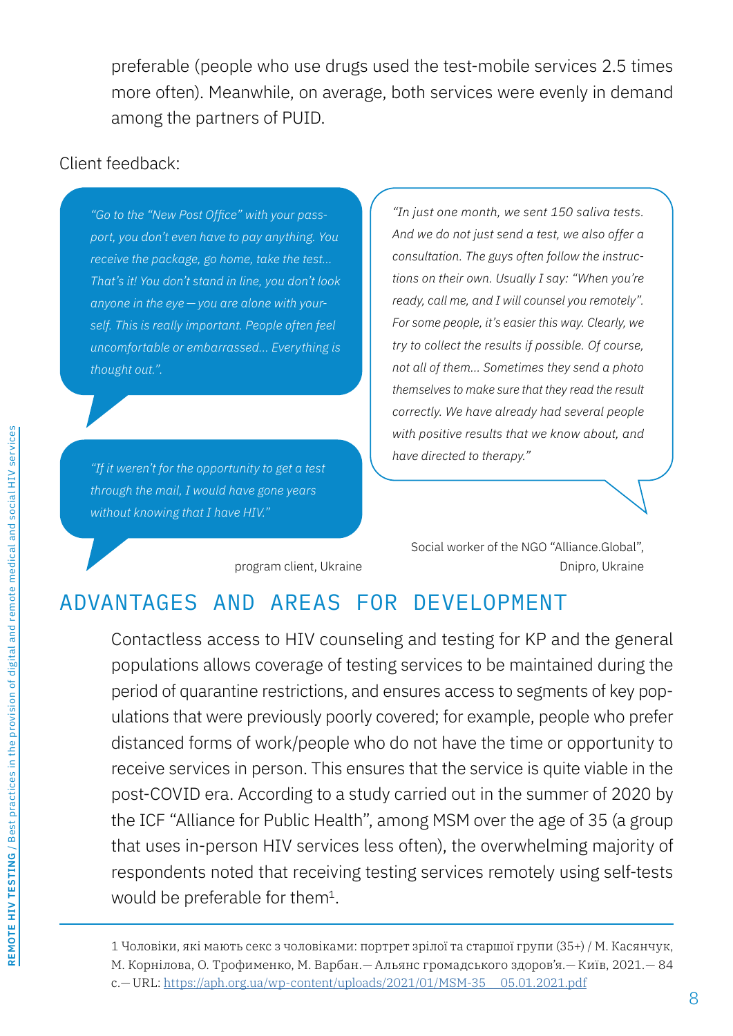preferable (people who use drugs used the test-mobile services 2.5 times more often). Meanwhile, on average, both services were evenly in demand among the partners of PUID.

Client feedback:

*"Go to the "New Post Office" with your passport, you don't even have to pay anything. You receive the package, go home, take the test... That's it! You don't stand in line, you don't look anyone in the eye — you are alone with yourself. This is really important. People often feel uncomfortable or embarrassed... Everything is thought out.".*

*"If it weren't for the opportunity to get a test through the mail, I would have gone years without knowing that I have HIV."*

program client, Ukraine

*"In just one month, we sent 150 saliva tests. And we do not just send a test, we also offer a consultation. The guys often follow the instructions on their own. Usually I say: "When you're ready, call me, and I will counsel you remotely". For some people, it's easier this way. Clearly, we try to collect the results if possible. Of course, not all of them... Sometimes they send a photo themselves to make sure that they read the result correctly. We have already had several people with positive results that we know about, and have directed to therapy."*

Social worker of the NGO "Alliance.Global", Dnipro, Ukraine

## ADVANTAGES AND AREAS FOR DEVELOPMENT

Contactless access to HIV counseling and testing for KP and the general populations allows coverage of testing services to be maintained during the period of quarantine restrictions, and ensures access to segments of key populations that were previously poorly covered; for example, people who prefer distanced forms of work/people who do not have the time or opportunity to receive services in person. This ensures that the service is quite viable in the post-COVID era. According to a study carried out in the summer of 2020 by the ICF "Alliance for Public Health", among MSM over the age of 35 (a group that uses in-person HIV services less often), the overwhelming majority of respondents noted that receiving testing services remotely using self-tests would be preferable for them[1].

---

1 Чоловіки, які мають секс з чоловіками: портрет зрілої та старшої групи (35+) / М. Касянчук, М. Корнілова, О. Трофименко, М. Варбан.— Альянс громадського здоров'я.— Київ, 2021.— 84 с.— URL: https://aph.org.ua/wp-content/uploads/2021/01/MSM-35__05.01.2021.pdf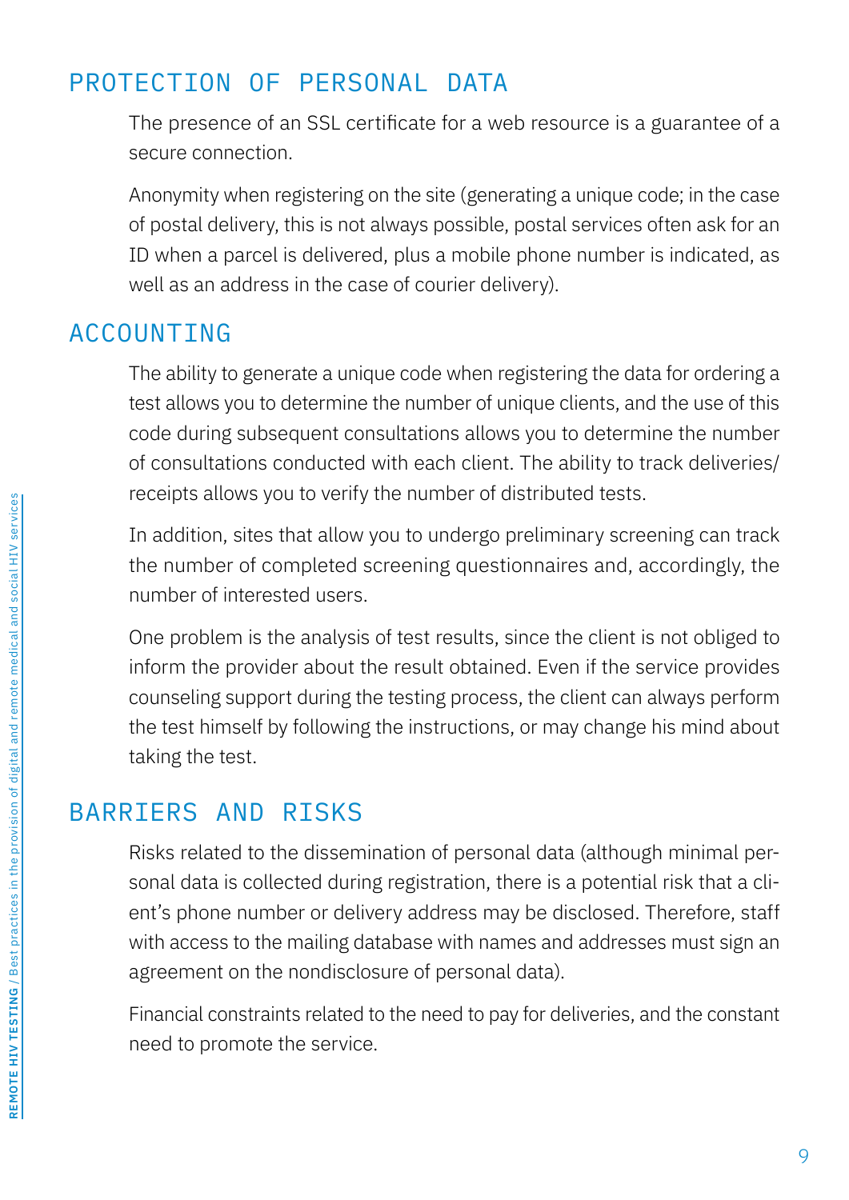## PROTECTION OF PERSONAL DATA

The presence of an SSL certificate for a web resource is a guarantee of a secure connection.

Anonymity when registering on the site (generating a unique code; in the case of postal delivery, this is not always possible, postal services often ask for an ID when a parcel is delivered, plus a mobile phone number is indicated, as well as an address in the case of courier delivery).

## ACCOUNTING

The ability to generate a unique code when registering the data for ordering a test allows you to determine the number of unique clients, and the use of this code during subsequent consultations allows you to determine the number of consultations conducted with each client. The ability to track deliveries/receipts allows you to verify the number of distributed tests.

In addition, sites that allow you to undergo preliminary screening can track the number of completed screening questionnaires and, accordingly, the number of interested users.

One problem is the analysis of test results, since the client is not obliged to inform the provider about the result obtained. Even if the service provides counseling support during the testing process, the client can always perform the test himself by following the instructions, or may change his mind about taking the test.

## BARRIERS AND RISKS

Risks related to the dissemination of personal data (although minimal personal data is collected during registration, there is a potential risk that a client's phone number or delivery address may be disclosed. Therefore, staff with access to the mailing database with names and addresses must sign an agreement on the nondisclosure of personal data).

Financial constraints related to the need to pay for deliveries, and the constant need to promote the service.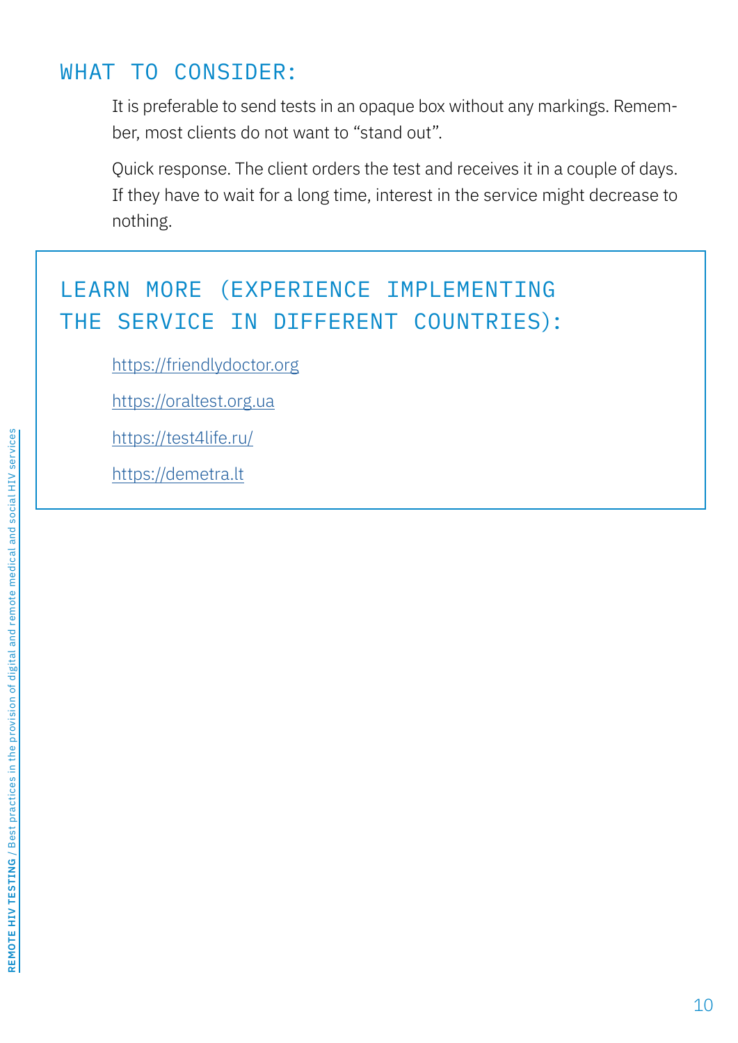## WHAT TO CONSIDER:

It is preferable to send tests in an opaque box without any markings. Remember, most clients do not want to “stand out”.

Quick response. The client orders the test and receives it in a couple of days. If they have to wait for a long time, interest in the service might decrease to nothing.

## LEARN MORE (EXPERIENCE IMPLEMENTING THE SERVICE IN DIFFERENT COUNTRIES):

https://friendlydoctor.org

https://oraltest.org.ua

https://test4life.ru/

https://demetra.lt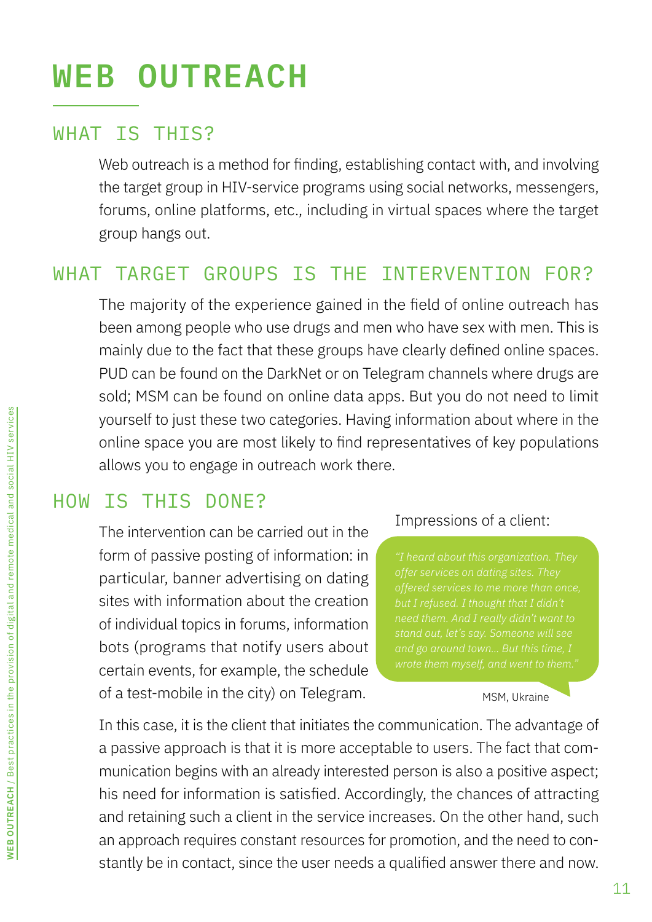# WEB OUTREACH

## WHAT IS THIS?

Web outreach is a method for finding, establishing contact with, and involving the target group in HIV-service programs using social networks, messengers, forums, online platforms, etc., including in virtual spaces where the target group hangs out.

## WHAT TARGET GROUPS IS THE INTERVENTION FOR?

The majority of the experience gained in the field of online outreach has been among people who use drugs and men who have sex with men. This is mainly due to the fact that these groups have clearly defined online spaces. PUD can be found on the DarkNet or on Telegram channels where drugs are sold; MSM can be found on online data apps. But you do not need to limit yourself to just these two categories. Having information about where in the online space you are most likely to find representatives of key populations allows you to engage in outreach work there.

## HOW IS THIS DONE?

The intervention can be carried out in the form of passive posting of information: in particular, banner advertising on dating sites with information about the creation of individual topics in forums, information bots (programs that notify users about certain events, for example, the schedule of a test-mobile in the city) on Telegram.

Impressions of a client:

> *"I heard about this organization. They offer services on dating sites. They offered services to me more than once, but I refused. I thought that I didn't need them. And I really didn't want to stand out, let's say. Someone will see and go around town... But this time, I wrote them myself, and went to them."*
>
> MSM, Ukraine

In this case, it is the client that initiates the communication. The advantage of a passive approach is that it is more acceptable to users. The fact that communication begins with an already interested person is also a positive aspect; his need for information is satisfied. Accordingly, the chances of attracting and retaining such a client in the service increases. On the other hand, such an approach requires constant resources for promotion, and the need to constantly be in contact, since the user needs a qualified answer there and now.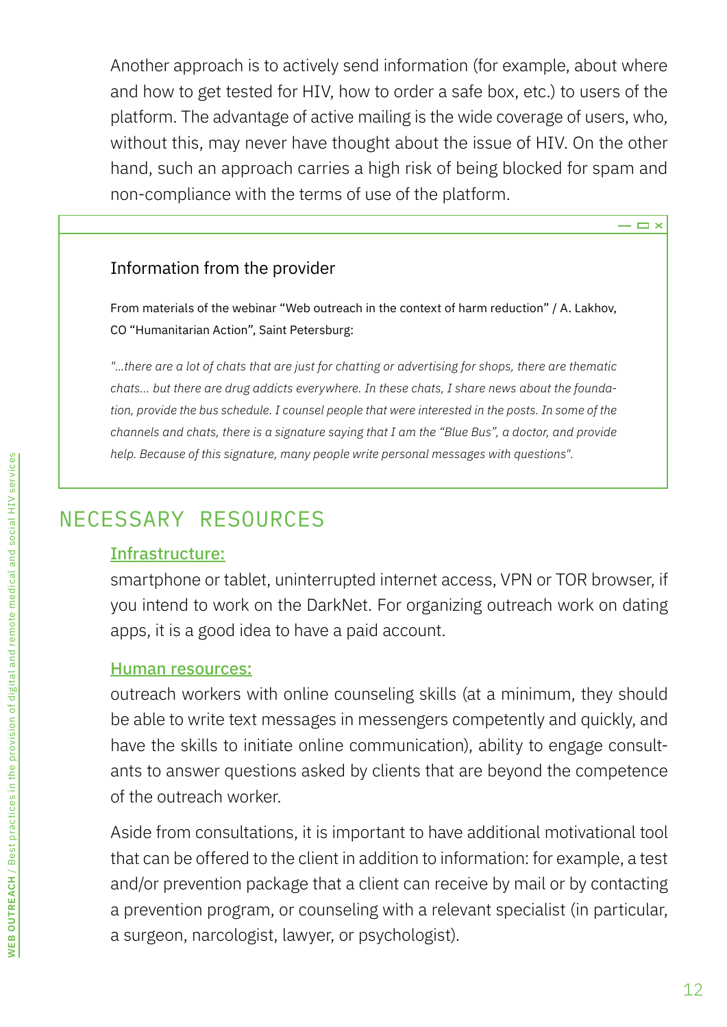Another approach is to actively send information (for example, about where and how to get tested for HIV, how to order a safe box, etc.) to users of the platform. The advantage of active mailing is the wide coverage of users, who, without this, may never have thought about the issue of HIV. On the other hand, such an approach carries a high risk of being blocked for spam and non-compliance with the terms of use of the platform.

> Information from the provider
>
> From materials of the webinar "Web outreach in the context of harm reduction" / A. Lakhov, CO "Humanitarian Action", Saint Petersburg:
>
> *"...there are a lot of chats that are just for chatting or advertising for shops, there are thematic chats... but there are drug addicts everywhere. In these chats, I share news about the foundation, provide the bus schedule. I counsel people that were interested in the posts. In some of the channels and chats, there is a signature saying that I am the "Blue Bus", a doctor, and provide help. Because of this signature, many people write personal messages with questions".*

## NECESSARY RESOURCES

**Infrastructure:**

smartphone or tablet, uninterrupted internet access, VPN or TOR browser, if you intend to work on the DarkNet. For organizing outreach work on dating apps, it is a good idea to have a paid account.

**Human resources:**

outreach workers with online counseling skills (at a minimum, they should be able to write text messages in messengers competently and quickly, and have the skills to initiate online communication), ability to engage consultants to answer questions asked by clients that are beyond the competence of the outreach worker.

Aside from consultations, it is important to have additional motivational tool that can be offered to the client in addition to information: for example, a test and/or prevention package that a client can receive by mail or by contacting a prevention program, or counseling with a relevant specialist (in particular, a surgeon, narcologist, lawyer, or psychologist).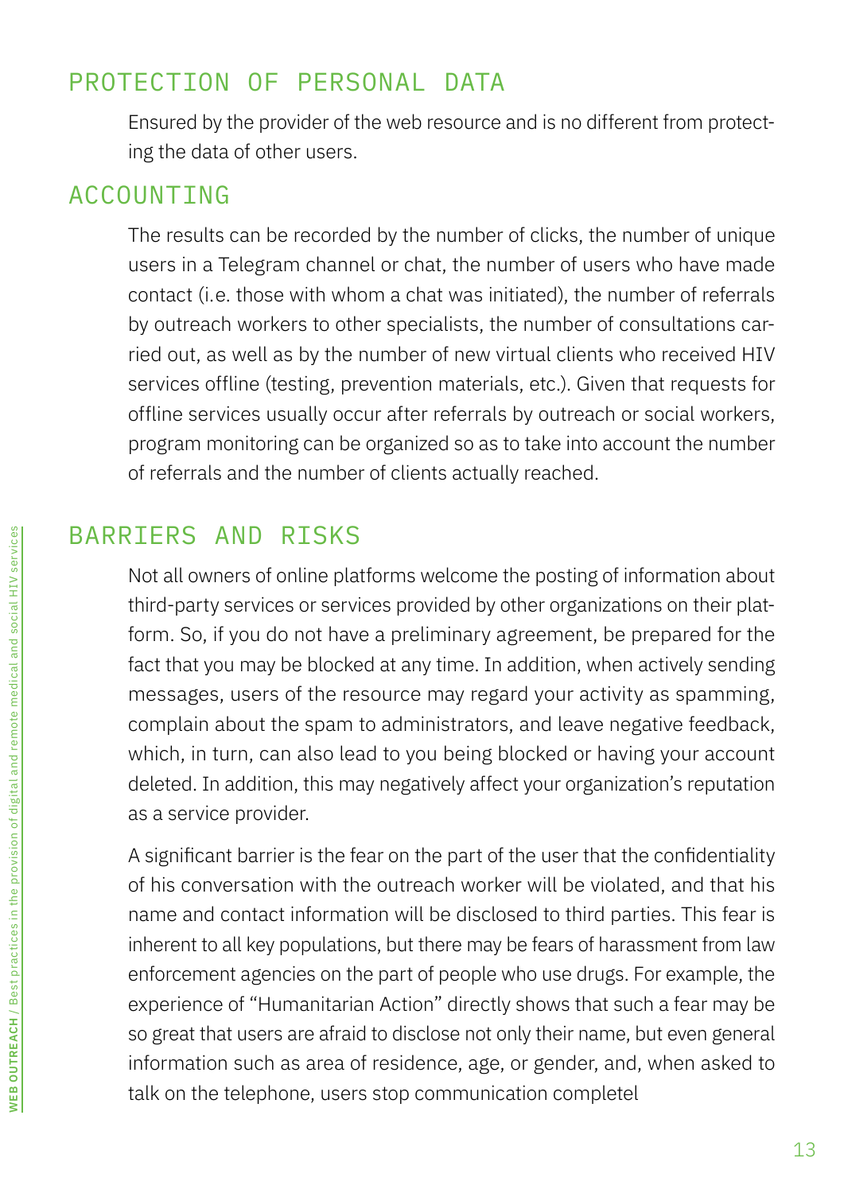## PROTECTION OF PERSONAL DATA

Ensured by the provider of the web resource and is no different from protecting the data of other users.

## ACCOUNTING

The results can be recorded by the number of clicks, the number of unique users in a Telegram channel or chat, the number of users who have made contact (i.e. those with whom a chat was initiated), the number of referrals by outreach workers to other specialists, the number of consultations carried out, as well as by the number of new virtual clients who received HIV services offline (testing, prevention materials, etc.). Given that requests for offline services usually occur after referrals by outreach or social workers, program monitoring can be organized so as to take into account the number of referrals and the number of clients actually reached.

## BARRIERS AND RISKS

Not all owners of online platforms welcome the posting of information about third-party services or services provided by other organizations on their platform. So, if you do not have a preliminary agreement, be prepared for the fact that you may be blocked at any time. In addition, when actively sending messages, users of the resource may regard your activity as spamming, complain about the spam to administrators, and leave negative feedback, which, in turn, can also lead to you being blocked or having your account deleted. In addition, this may negatively affect your organization's reputation as a service provider.

A significant barrier is the fear on the part of the user that the confidentiality of his conversation with the outreach worker will be violated, and that his name and contact information will be disclosed to third parties. This fear is inherent to all key populations, but there may be fears of harassment from law enforcement agencies on the part of people who use drugs. For example, the experience of "Humanitarian Action" directly shows that such a fear may be so great that users are afraid to disclose not only their name, but even general information such as area of residence, age, or gender, and, when asked to talk on the telephone, users stop communication completel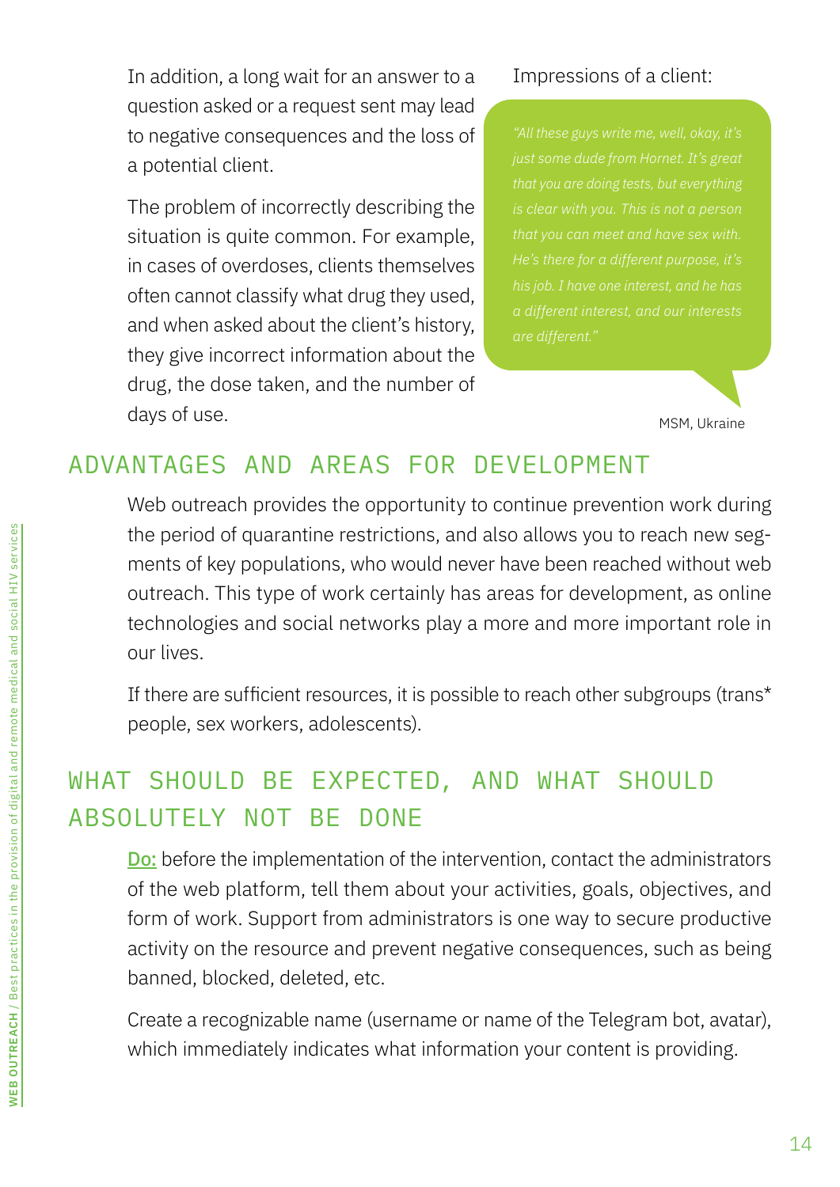In addition, a long wait for an answer to a question asked or a request sent may lead to negative consequences and the loss of a potential client.

The problem of incorrectly describing the situation is quite common. For example, in cases of overdoses, clients themselves often cannot classify what drug they used, and when asked about the client's history, they give incorrect information about the drug, the dose taken, and the number of days of use.

Impressions of a client:

> *"All these guys write me, well, okay, it's just some dude from Hornet. It's great that you are doing tests, but everything is clear with you. This is not a person that you can meet and have sex with. He's there for a different purpose, it's his job. I have one interest, and he has a different interest, and our interests are different."*
>
> MSM, Ukraine

## ADVANTAGES AND AREAS FOR DEVELOPMENT

Web outreach provides the opportunity to continue prevention work during the period of quarantine restrictions, and also allows you to reach new segments of key populations, who would never have been reached without web outreach. This type of work certainly has areas for development, as online technologies and social networks play a more and more important role in our lives.

If there are sufficient resources, it is possible to reach other subgroups (trans* people, sex workers, adolescents).

## WHAT SHOULD BE EXPECTED, AND WHAT SHOULD ABSOLUTELY NOT BE DONE

**Do:** before the implementation of the intervention, contact the administrators of the web platform, tell them about your activities, goals, objectives, and form of work. Support from administrators is one way to secure productive activity on the resource and prevent negative consequences, such as being banned, blocked, deleted, etc.

Create a recognizable name (username or name of the Telegram bot, avatar), which immediately indicates what information your content is providing.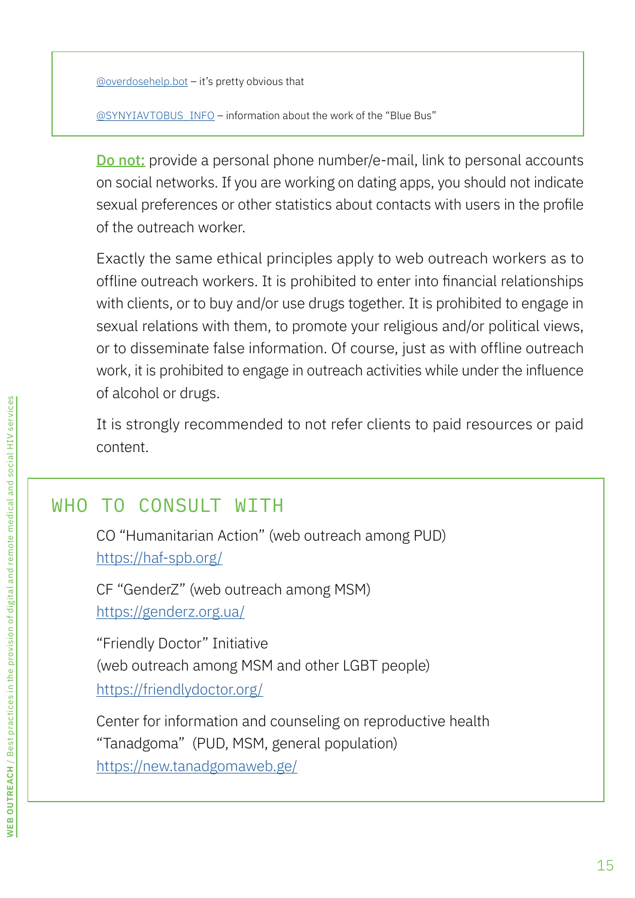@overdosehelp.bot – it's pretty obvious that

@SYNYIAVTOBUS_INFO – information about the work of the "Blue Bus"

**Do not:** provide a personal phone number/e-mail, link to personal accounts on social networks. If you are working on dating apps, you should not indicate sexual preferences or other statistics about contacts with users in the profile of the outreach worker.

Exactly the same ethical principles apply to web outreach workers as to offline outreach workers. It is prohibited to enter into financial relationships with clients, or to buy and/or use drugs together. It is prohibited to engage in sexual relations with them, to promote your religious and/or political views, or to disseminate false information. Of course, just as with offline outreach work, it is prohibited to engage in outreach activities while under the influence of alcohol or drugs.

It is strongly recommended to not refer clients to paid resources or paid content.

## WHO TO CONSULT WITH

CO "Humanitarian Action" (web outreach among PUD)
https://haf-spb.org/

CF "GenderZ" (web outreach among MSM)
https://genderz.org.ua/

"Friendly Doctor" Initiative
(web outreach among MSM and other LGBT people)
https://friendlydoctor.org/

Center for information and counseling on reproductive health "Tanadgoma" (PUD, MSM, general population)
https://new.tanadgomaweb.ge/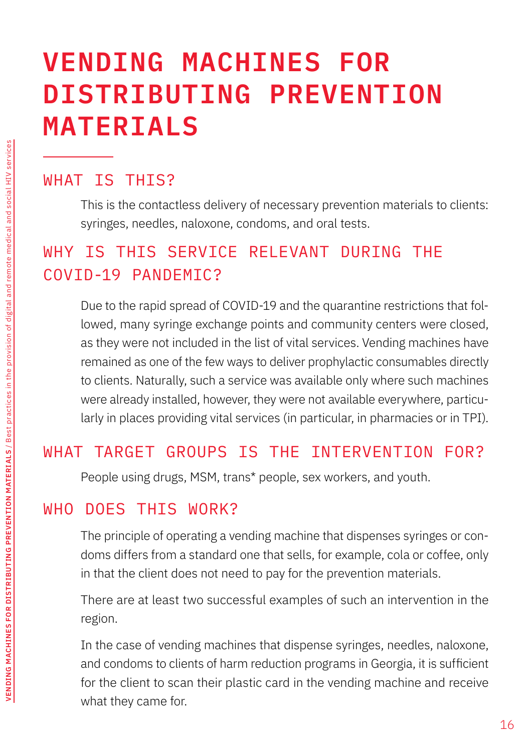# VENDING MACHINES FOR DISTRIBUTING PREVENTION MATERIALS

## WHAT IS THIS?

This is the contactless delivery of necessary prevention materials to clients: syringes, needles, naloxone, condoms, and oral tests.

## WHY IS THIS SERVICE RELEVANT DURING THE COVID-19 PANDEMIC?

Due to the rapid spread of COVID-19 and the quarantine restrictions that followed, many syringe exchange points and community centers were closed, as they were not included in the list of vital services. Vending machines have remained as one of the few ways to deliver prophylactic consumables directly to clients. Naturally, such a service was available only where such machines were already installed, however, they were not available everywhere, particularly in places providing vital services (in particular, in pharmacies or in TPI).

## WHAT TARGET GROUPS IS THE INTERVENTION FOR?

People using drugs, MSM, trans* people, sex workers, and youth.

## WHO DOES THIS WORK?

The principle of operating a vending machine that dispenses syringes or condoms differs from a standard one that sells, for example, cola or coffee, only in that the client does not need to pay for the prevention materials.

There are at least two successful examples of such an intervention in the region.

In the case of vending machines that dispense syringes, needles, naloxone, and condoms to clients of harm reduction programs in Georgia, it is sufficient for the client to scan their plastic card in the vending machine and receive what they came for.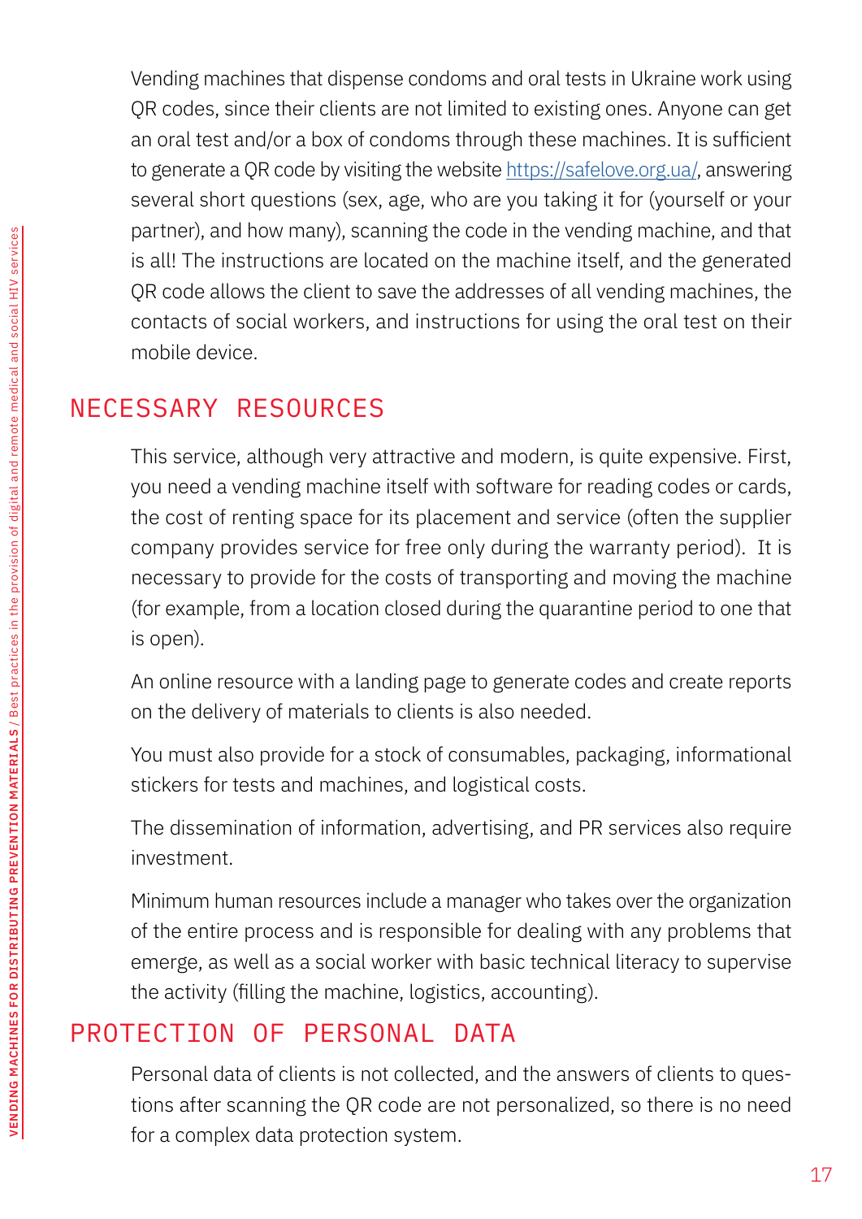Vending machines that dispense condoms and oral tests in Ukraine work using QR codes, since their clients are not limited to existing ones. Anyone can get an oral test and/or a box of condoms through these machines. It is sufficient to generate a QR code by visiting the website https://safelove.org.ua/, answering several short questions (sex, age, who are you taking it for (yourself or your partner), and how many), scanning the code in the vending machine, and that is all! The instructions are located on the machine itself, and the generated QR code allows the client to save the addresses of all vending machines, the contacts of social workers, and instructions for using the oral test on their mobile device.

## NECESSARY RESOURCES

This service, although very attractive and modern, is quite expensive. First, you need a vending machine itself with software for reading codes or cards, the cost of renting space for its placement and service (often the supplier company provides service for free only during the warranty period). It is necessary to provide for the costs of transporting and moving the machine (for example, from a location closed during the quarantine period to one that is open).

An online resource with a landing page to generate codes and create reports on the delivery of materials to clients is also needed.

You must also provide for a stock of consumables, packaging, informational stickers for tests and machines, and logistical costs.

The dissemination of information, advertising, and PR services also require investment.

Minimum human resources include a manager who takes over the organization of the entire process and is responsible for dealing with any problems that emerge, as well as a social worker with basic technical literacy to supervise the activity (filling the machine, logistics, accounting).

## PROTECTION OF PERSONAL DATA

Personal data of clients is not collected, and the answers of clients to questions after scanning the QR code are not personalized, so there is no need for a complex data protection system.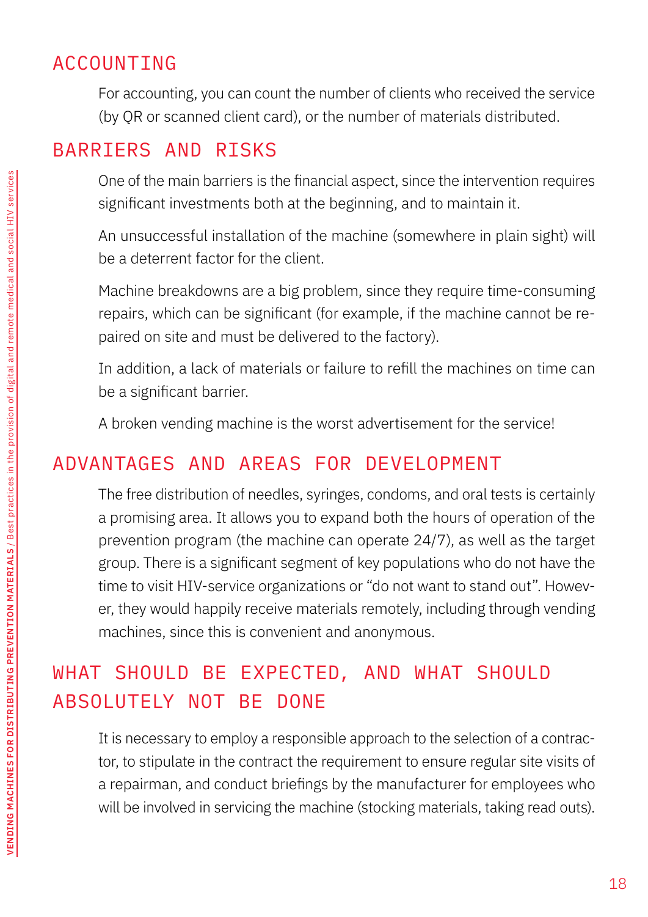## ACCOUNTING

For accounting, you can count the number of clients who received the service (by QR or scanned client card), or the number of materials distributed.

## BARRIERS AND RISKS

One of the main barriers is the financial aspect, since the intervention requires significant investments both at the beginning, and to maintain it.

An unsuccessful installation of the machine (somewhere in plain sight) will be a deterrent factor for the client.

Machine breakdowns are a big problem, since they require time-consuming repairs, which can be significant (for example, if the machine cannot be repaired on site and must be delivered to the factory).

In addition, a lack of materials or failure to refill the machines on time can be a significant barrier.

A broken vending machine is the worst advertisement for the service!

## ADVANTAGES AND AREAS FOR DEVELOPMENT

The free distribution of needles, syringes, condoms, and oral tests is certainly a promising area. It allows you to expand both the hours of operation of the prevention program (the machine can operate 24/7), as well as the target group. There is a significant segment of key populations who do not have the time to visit HIV-service organizations or “do not want to stand out”. However, they would happily receive materials remotely, including through vending machines, since this is convenient and anonymous.

## WHAT SHOULD BE EXPECTED, AND WHAT SHOULD ABSOLUTELY NOT BE DONE

It is necessary to employ a responsible approach to the selection of a contractor, to stipulate in the contract the requirement to ensure regular site visits of a repairman, and conduct briefings by the manufacturer for employees who will be involved in servicing the machine (stocking materials, taking read outs).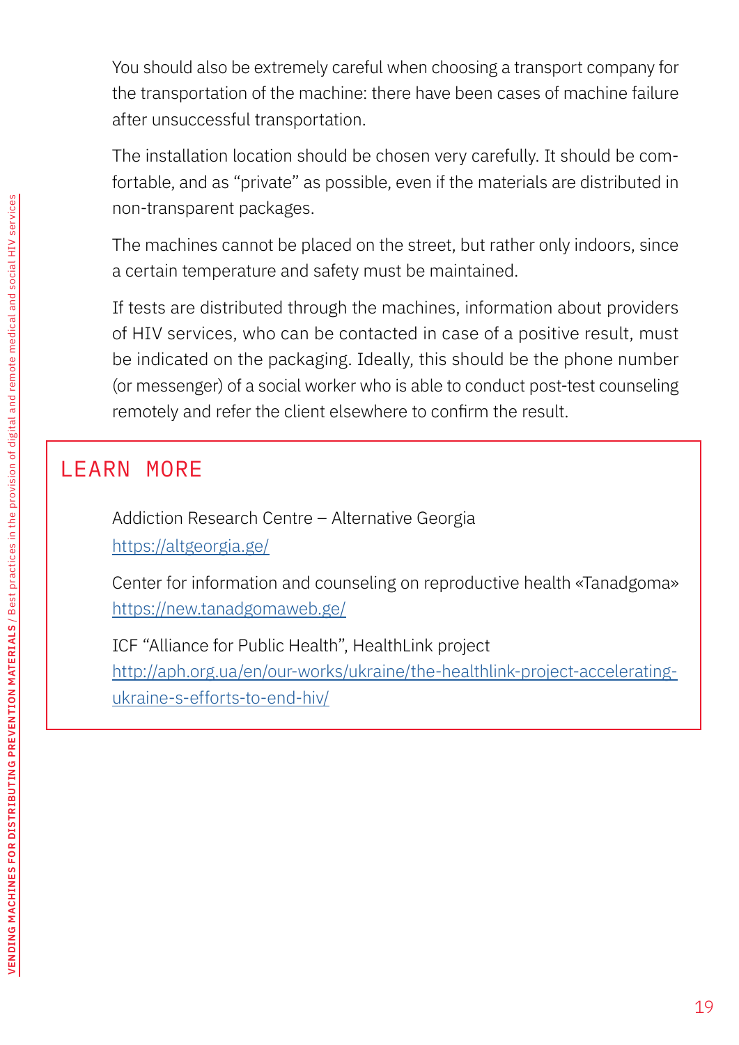You should also be extremely careful when choosing a transport company for the transportation of the machine: there have been cases of machine failure after unsuccessful transportation.

The installation location should be chosen very carefully. It should be comfortable, and as "private" as possible, even if the materials are distributed in non-transparent packages.

The machines cannot be placed on the street, but rather only indoors, since a certain temperature and safety must be maintained.

If tests are distributed through the machines, information about providers of HIV services, who can be contacted in case of a positive result, must be indicated on the packaging. Ideally, this should be the phone number (or messenger) of a social worker who is able to conduct post-test counseling remotely and refer the client elsewhere to confirm the result.

## LEARN MORE

Addiction Research Centre – Alternative Georgia
https://altgeorgia.ge/

Center for information and counseling on reproductive health «Tanadgoma»
https://new.tanadgomaweb.ge/

ICF "Alliance for Public Health", HealthLink project
http://aph.org.ua/en/our-works/ukraine/the-healthlink-project-accelerating-ukraine-s-efforts-to-end-hiv/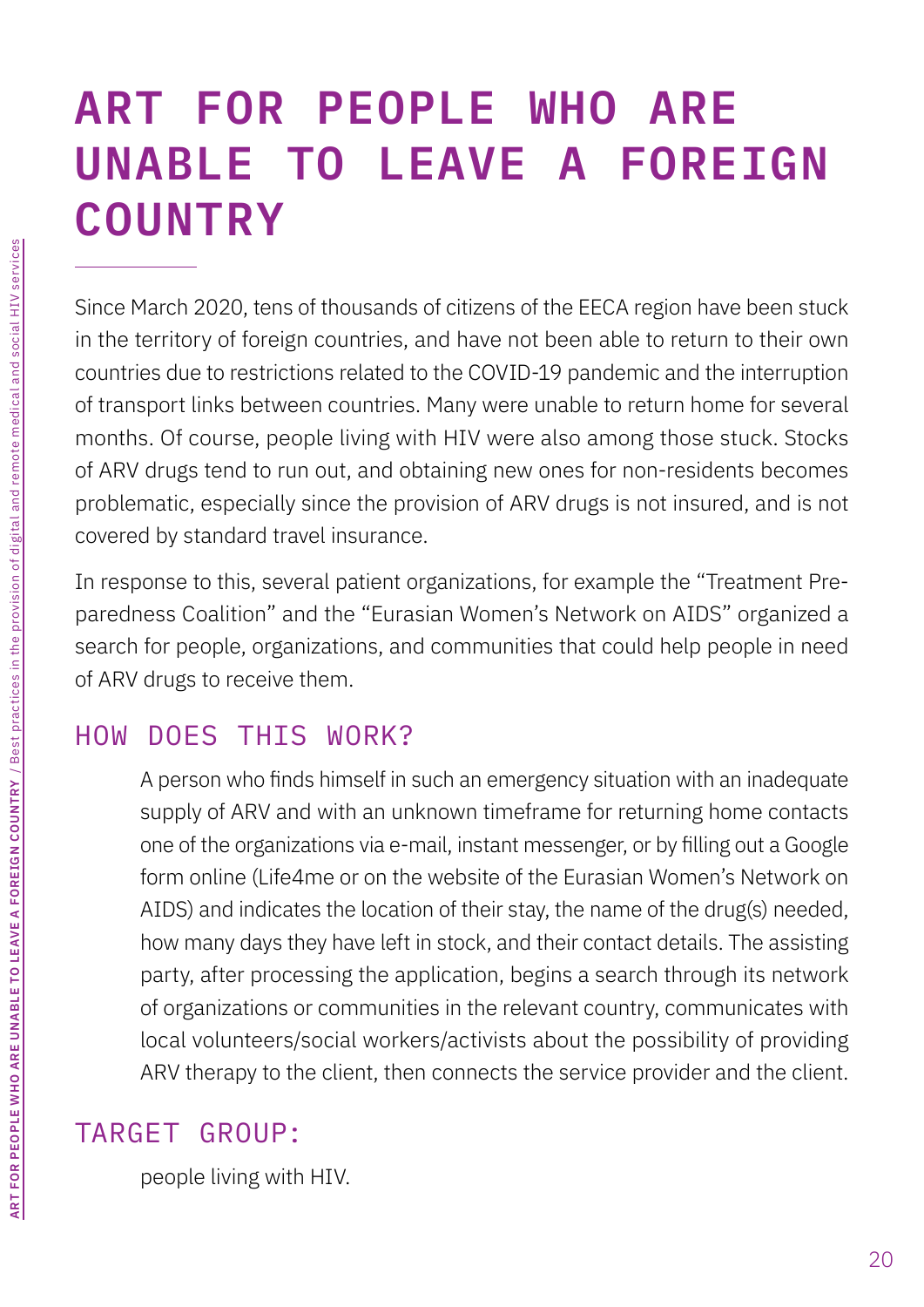# ART FOR PEOPLE WHO ARE UNABLE TO LEAVE A FOREIGN COUNTRY

Since March 2020, tens of thousands of citizens of the EECA region have been stuck in the territory of foreign countries, and have not been able to return to their own countries due to restrictions related to the COVID-19 pandemic and the interruption of transport links between countries. Many were unable to return home for several months. Of course, people living with HIV were also among those stuck. Stocks of ARV drugs tend to run out, and obtaining new ones for non-residents becomes problematic, especially since the provision of ARV drugs is not insured, and is not covered by standard travel insurance.

In response to this, several patient organizations, for example the "Treatment Preparedness Coalition" and the "Eurasian Women's Network on AIDS" organized a search for people, organizations, and communities that could help people in need of ARV drugs to receive them.

## HOW DOES THIS WORK?

A person who finds himself in such an emergency situation with an inadequate supply of ARV and with an unknown timeframe for returning home contacts one of the organizations via e-mail, instant messenger, or by filling out a Google form online (Life4me or on the website of the Eurasian Women's Network on AIDS) and indicates the location of their stay, the name of the drug(s) needed, how many days they have left in stock, and their contact details. The assisting party, after processing the application, begins a search through its network of organizations or communities in the relevant country, communicates with local volunteers/social workers/activists about the possibility of providing ARV therapy to the client, then connects the service provider and the client.

## TARGET GROUP:

people living with HIV.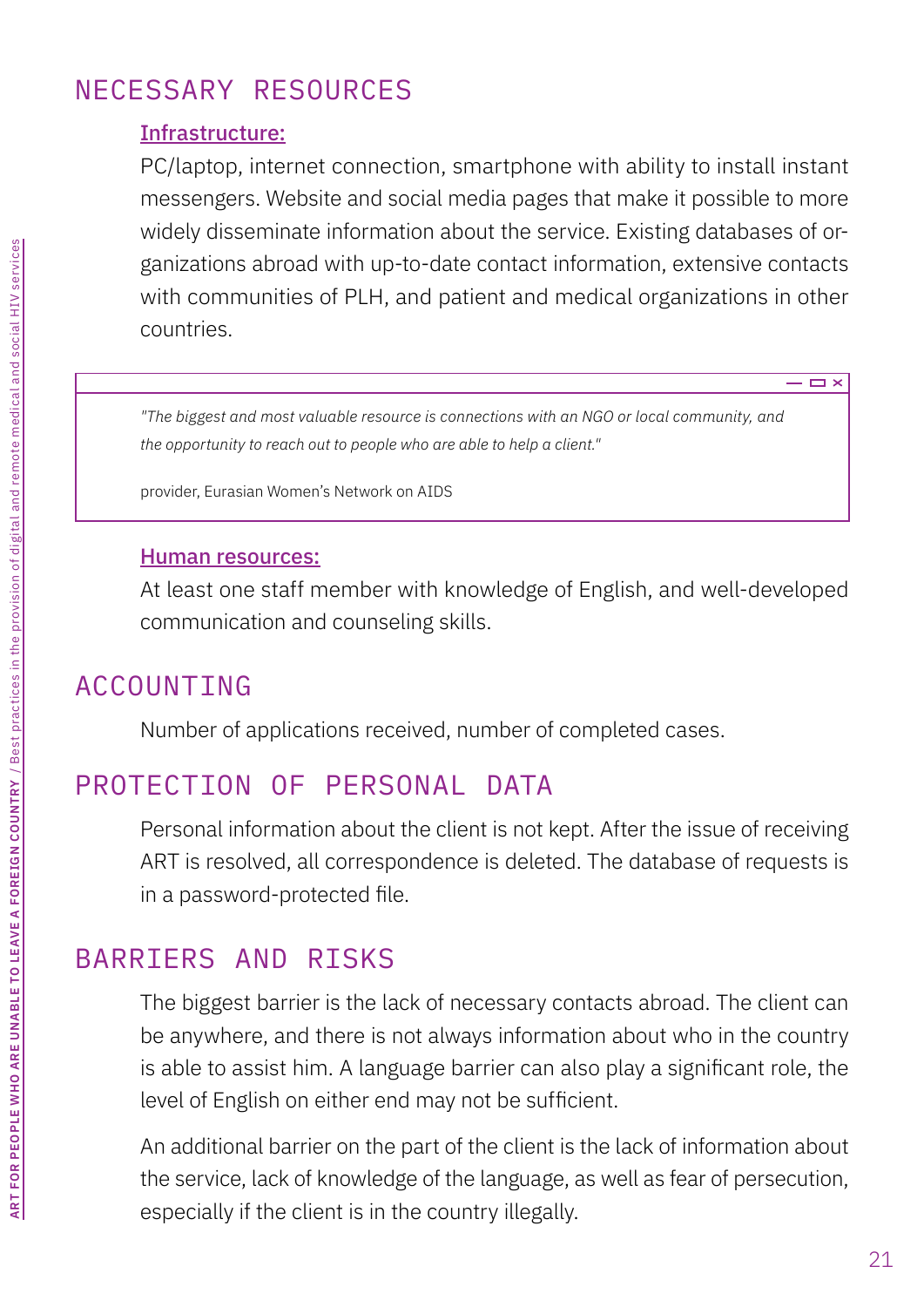## NECESSARY RESOURCES

**Infrastructure:**

PC/laptop, internet connection, smartphone with ability to install instant messengers. Website and social media pages that make it possible to more widely disseminate information about the service. Existing databases of organizations abroad with up-to-date contact information, extensive contacts with communities of PLH, and patient and medical organizations in other countries.

> *"The biggest and most valuable resource is connections with an NGO or local community, and the opportunity to reach out to people who are able to help a client."*
>
> provider, Eurasian Women's Network on AIDS

**Human resources:**

At least one staff member with knowledge of English, and well-developed communication and counseling skills.

## ACCOUNTING

Number of applications received, number of completed cases.

## PROTECTION OF PERSONAL DATA

Personal information about the client is not kept. After the issue of receiving ART is resolved, all correspondence is deleted. The database of requests is in a password-protected file.

## BARRIERS AND RISKS

The biggest barrier is the lack of necessary contacts abroad. The client can be anywhere, and there is not always information about who in the country is able to assist him. A language barrier can also play a significant role, the level of English on either end may not be sufficient.

An additional barrier on the part of the client is the lack of information about the service, lack of knowledge of the language, as well as fear of persecution, especially if the client is in the country illegally.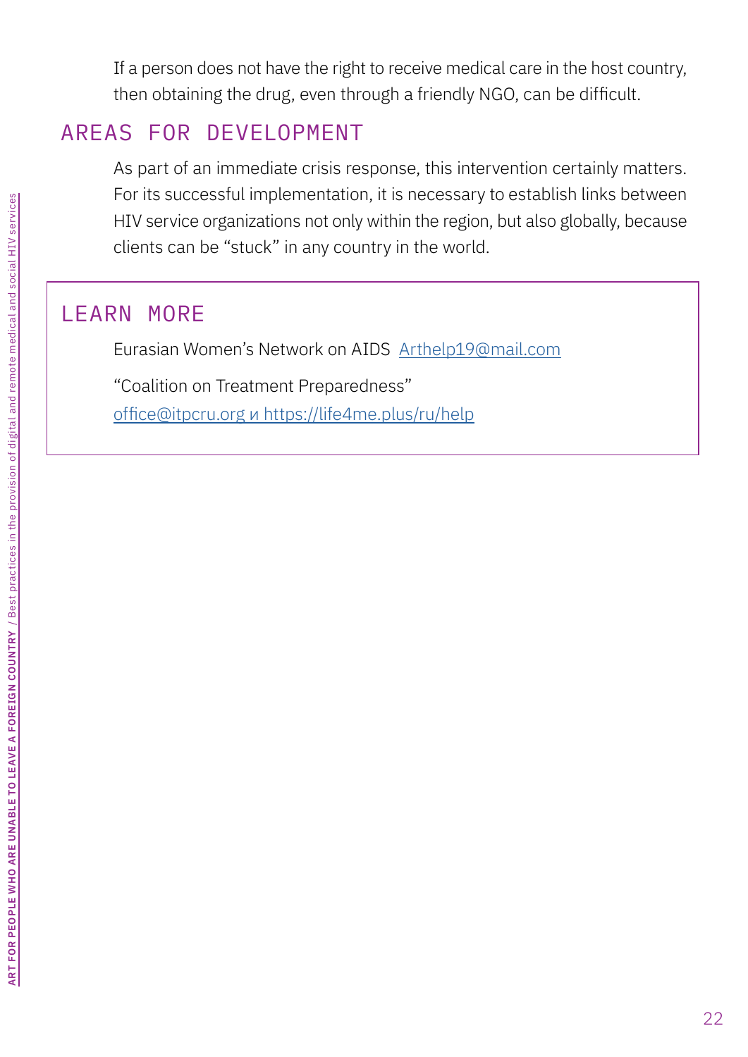If a person does not have the right to receive medical care in the host country, then obtaining the drug, even through a friendly NGO, can be difficult.

## AREAS FOR DEVELOPMENT

As part of an immediate crisis response, this intervention certainly matters. For its successful implementation, it is necessary to establish links between HIV service organizations not only within the region, but also globally, because clients can be "stuck" in any country in the world.

## LEARN MORE

Eurasian Women's Network on AIDS Arthelp19@mail.com

"Coalition on Treatment Preparedness"
office@itpcru.org и https://life4me.plus/ru/help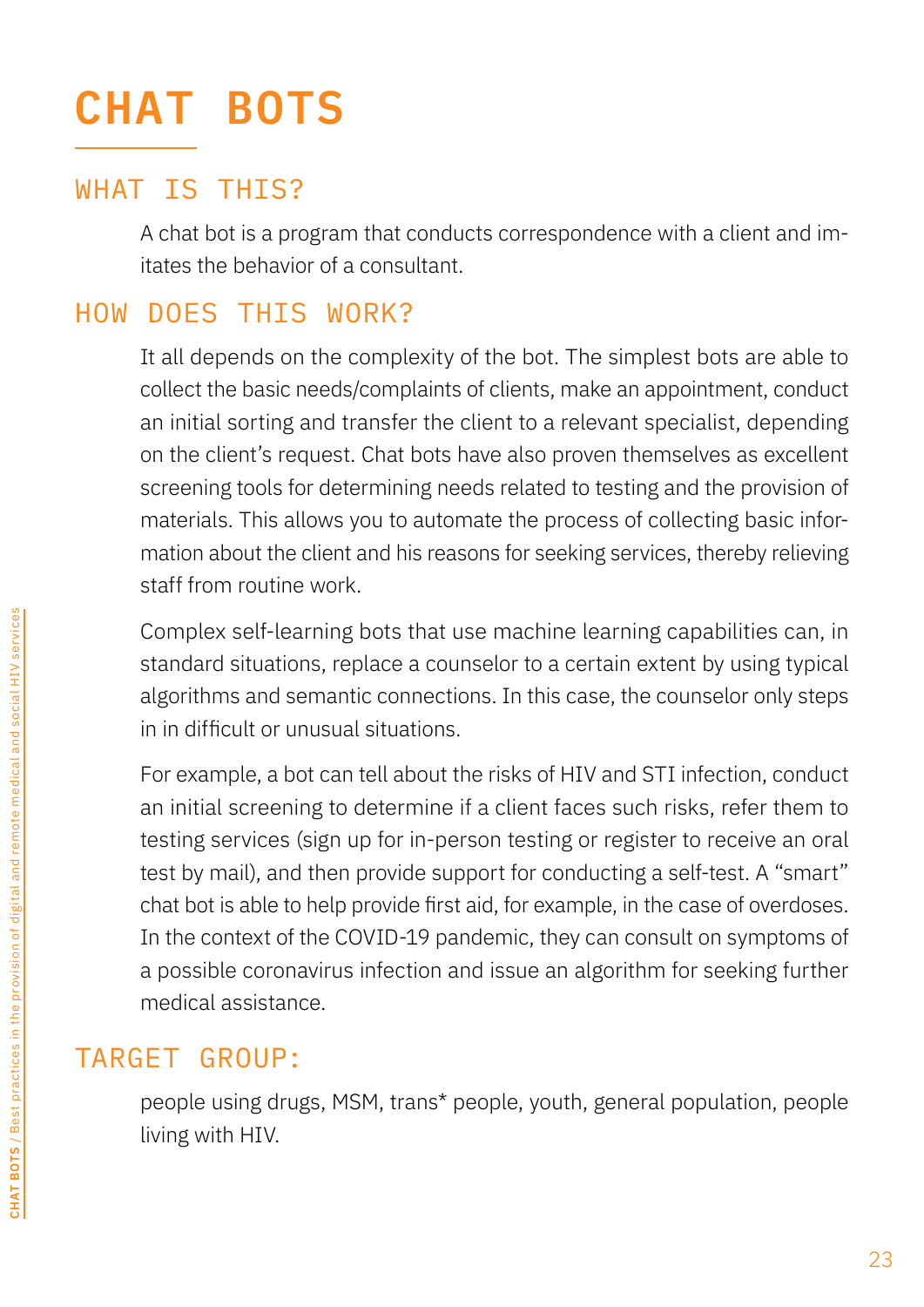# CHAT BOTS

## WHAT IS THIS?

A chat bot is a program that conducts correspondence with a client and imitates the behavior of a consultant.

## HOW DOES THIS WORK?

It all depends on the complexity of the bot. The simplest bots are able to collect the basic needs/complaints of clients, make an appointment, conduct an initial sorting and transfer the client to a relevant specialist, depending on the client's request. Chat bots have also proven themselves as excellent screening tools for determining needs related to testing and the provision of materials. This allows you to automate the process of collecting basic information about the client and his reasons for seeking services, thereby relieving staff from routine work.

Complex self-learning bots that use machine learning capabilities can, in standard situations, replace a counselor to a certain extent by using typical algorithms and semantic connections. In this case, the counselor only steps in in difficult or unusual situations.

For example, a bot can tell about the risks of HIV and STI infection, conduct an initial screening to determine if a client faces such risks, refer them to testing services (sign up for in-person testing or register to receive an oral test by mail), and then provide support for conducting a self-test. A "smart" chat bot is able to help provide first aid, for example, in the case of overdoses. In the context of the COVID-19 pandemic, they can consult on symptoms of a possible coronavirus infection and issue an algorithm for seeking further medical assistance.

## TARGET GROUP:

people using drugs, MSM, trans* people, youth, general population, people living with HIV.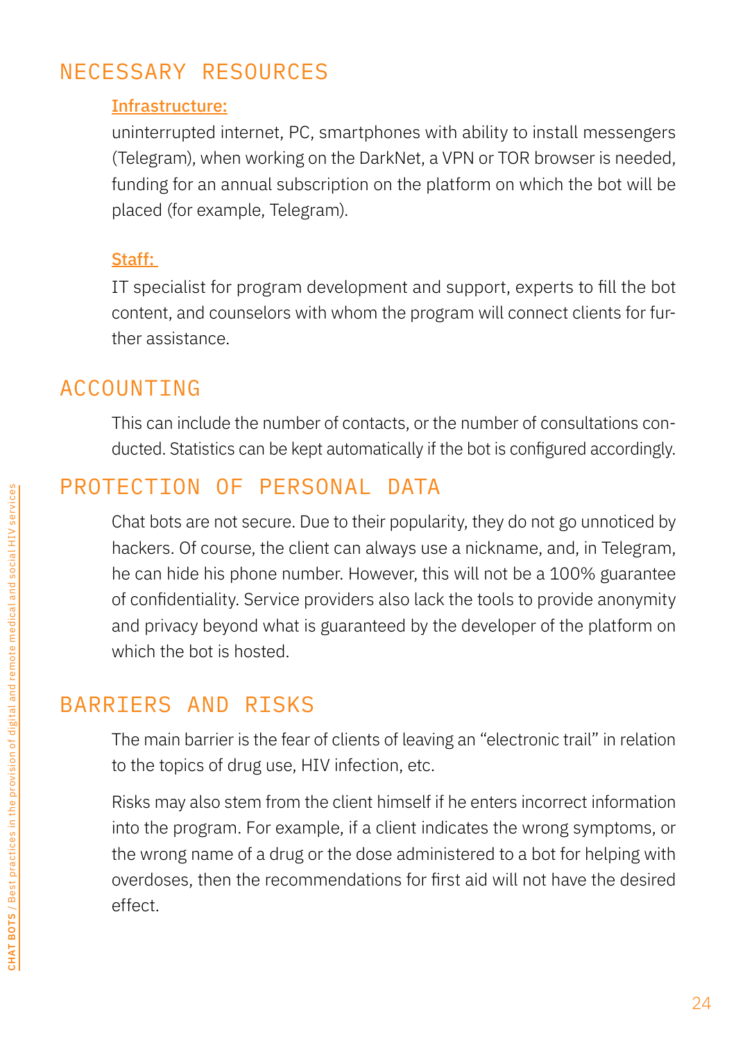## NECESSARY RESOURCES

**Infrastructure:**

uninterrupted internet, PC, smartphones with ability to install messengers (Telegram), when working on the DarkNet, a VPN or TOR browser is needed, funding for an annual subscription on the platform on which the bot will be placed (for example, Telegram).

**Staff:**

IT specialist for program development and support, experts to fill the bot content, and counselors with whom the program will connect clients for further assistance.

## ACCOUNTING

This can include the number of contacts, or the number of consultations conducted. Statistics can be kept automatically if the bot is configured accordingly.

## PROTECTION OF PERSONAL DATA

Chat bots are not secure. Due to their popularity, they do not go unnoticed by hackers. Of course, the client can always use a nickname, and, in Telegram, he can hide his phone number. However, this will not be a 100% guarantee of confidentiality. Service providers also lack the tools to provide anonymity and privacy beyond what is guaranteed by the developer of the platform on which the bot is hosted.

## BARRIERS AND RISKS

The main barrier is the fear of clients of leaving an "electronic trail" in relation to the topics of drug use, HIV infection, etc.

Risks may also stem from the client himself if he enters incorrect information into the program. For example, if a client indicates the wrong symptoms, or the wrong name of a drug or the dose administered to a bot for helping with overdoses, then the recommendations for first aid will not have the desired effect.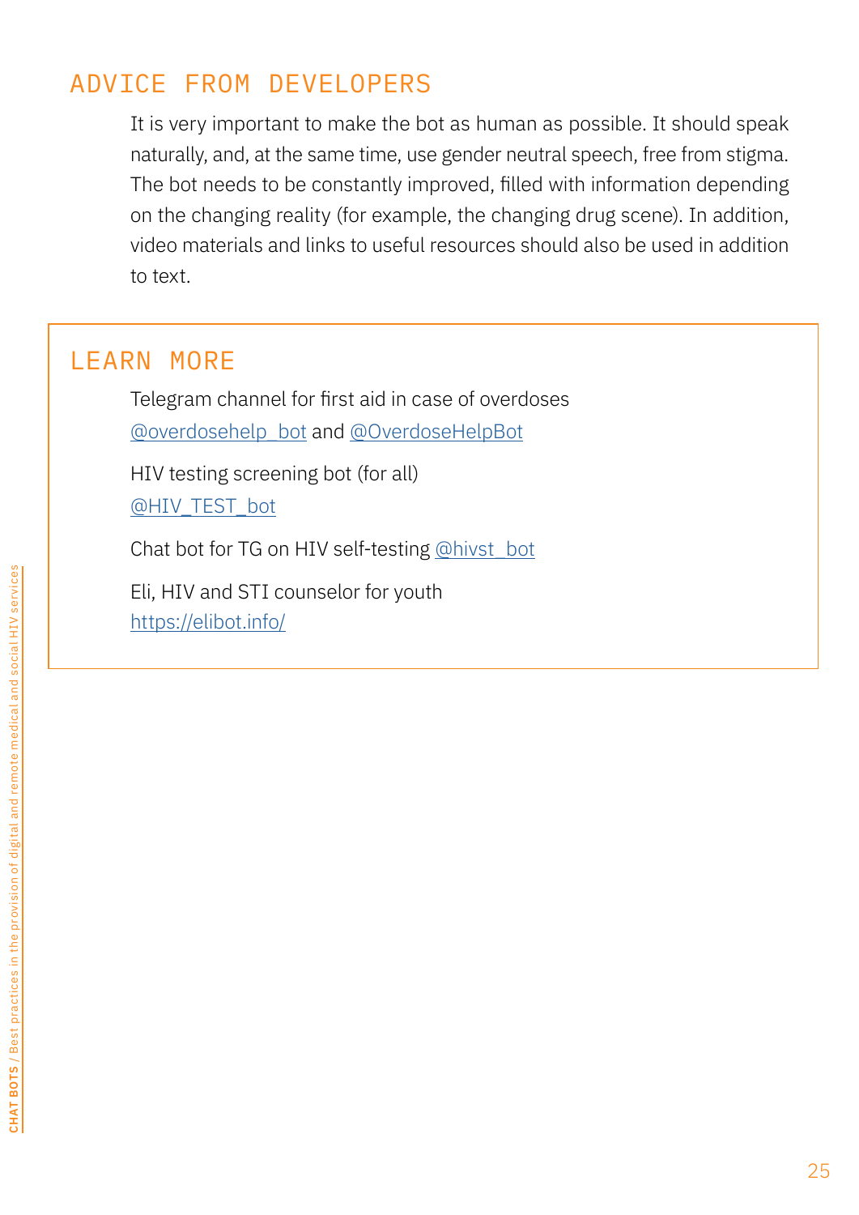## ADVICE FROM DEVELOPERS

It is very important to make the bot as human as possible. It should speak naturally, and, at the same time, use gender neutral speech, free from stigma. The bot needs to be constantly improved, filled with information depending on the changing reality (for example, the changing drug scene). In addition, video materials and links to useful resources should also be used in addition to text.

## LEARN MORE

Telegram channel for first aid in case of overdoses
@overdosehelp_bot and @OverdoseHelpBot

HIV testing screening bot (for all)
@HIV_TEST_bot

Chat bot for TG on HIV self-testing @hivst_bot

Eli, HIV and STI counselor for youth
https://elibot.info/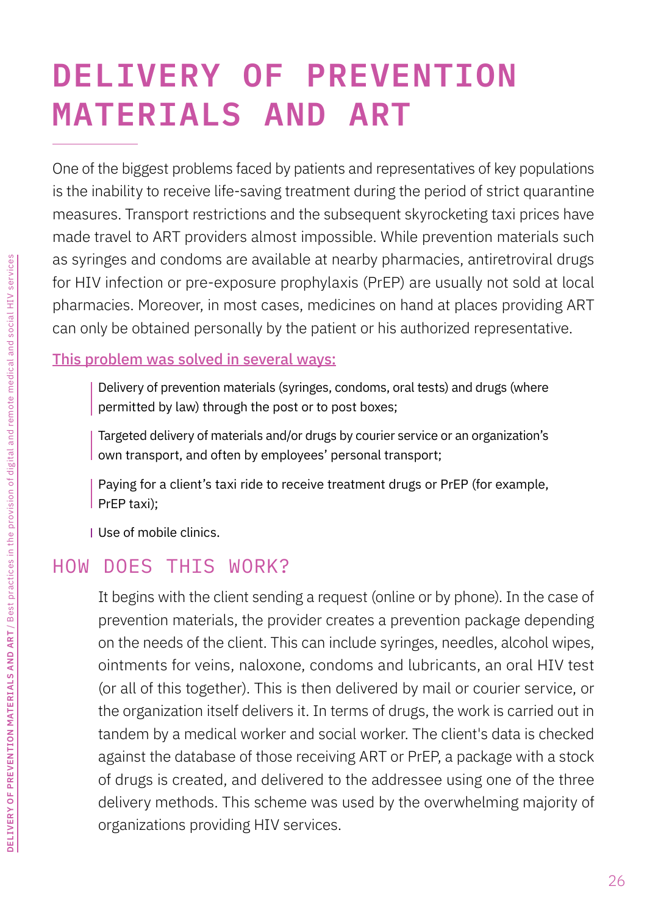# DELIVERY OF PREVENTION MATERIALS AND ART

One of the biggest problems faced by patients and representatives of key populations is the inability to receive life-saving treatment during the period of strict quarantine measures. Transport restrictions and the subsequent skyrocketing taxi prices have made travel to ART providers almost impossible. While prevention materials such as syringes and condoms are available at nearby pharmacies, antiretroviral drugs for HIV infection or pre-exposure prophylaxis (PrEP) are usually not sold at local pharmacies. Moreover, in most cases, medicines on hand at places providing ART can only be obtained personally by the patient or his authorized representative.

This problem was solved in several ways:

- Delivery of prevention materials (syringes, condoms, oral tests) and drugs (where permitted by law) through the post or to post boxes;
- Targeted delivery of materials and/or drugs by courier service or an organization's own transport, and often by employees' personal transport;
- Paying for a client's taxi ride to receive treatment drugs or PrEP (for example, PrEP taxi);
- Use of mobile clinics.

## HOW DOES THIS WORK?

It begins with the client sending a request (online or by phone). In the case of prevention materials, the provider creates a prevention package depending on the needs of the client. This can include syringes, needles, alcohol wipes, ointments for veins, naloxone, condoms and lubricants, an oral HIV test (or all of this together). This is then delivered by mail or courier service, or the organization itself delivers it. In terms of drugs, the work is carried out in tandem by a medical worker and social worker. The client's data is checked against the database of those receiving ART or PrEP, a package with a stock of drugs is created, and delivered to the addressee using one of the three delivery methods. This scheme was used by the overwhelming majority of organizations providing HIV services.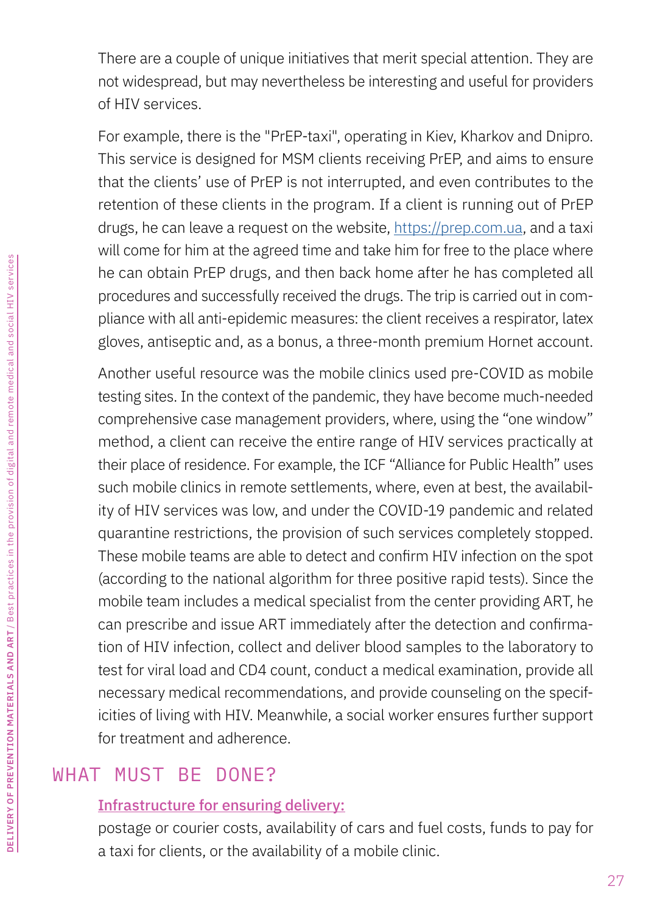There are a couple of unique initiatives that merit special attention. They are not widespread, but may nevertheless be interesting and useful for providers of HIV services.

For example, there is the "PrEP-taxi", operating in Kiev, Kharkov and Dnipro. This service is designed for MSM clients receiving PrEP, and aims to ensure that the clients' use of PrEP is not interrupted, and even contributes to the retention of these clients in the program. If a client is running out of PrEP drugs, he can leave a request on the website, [https://prep.com.ua](https://prep.com.ua), and a taxi will come for him at the agreed time and take him for free to the place where he can obtain PrEP drugs, and then back home after he has completed all procedures and successfully received the drugs. The trip is carried out in compliance with all anti-epidemic measures: the client receives a respirator, latex gloves, antiseptic and, as a bonus, a three-month premium Hornet account.

Another useful resource was the mobile clinics used pre-COVID as mobile testing sites. In the context of the pandemic, they have become much-needed comprehensive case management providers, where, using the "one window" method, a client can receive the entire range of HIV services practically at their place of residence. For example, the ICF "Alliance for Public Health" uses such mobile clinics in remote settlements, where, even at best, the availability of HIV services was low, and under the COVID-19 pandemic and related quarantine restrictions, the provision of such services completely stopped. These mobile teams are able to detect and confirm HIV infection on the spot (according to the national algorithm for three positive rapid tests). Since the mobile team includes a medical specialist from the center providing ART, he can prescribe and issue ART immediately after the detection and confirmation of HIV infection, collect and deliver blood samples to the laboratory to test for viral load and CD4 count, conduct a medical examination, provide all necessary medical recommendations, and provide counseling on the specificities of living with HIV. Meanwhile, a social worker ensures further support for treatment and adherence.

## WHAT MUST BE DONE?

**Infrastructure for ensuring delivery:**

postage or courier costs, availability of cars and fuel costs, funds to pay for a taxi for clients, or the availability of a mobile clinic.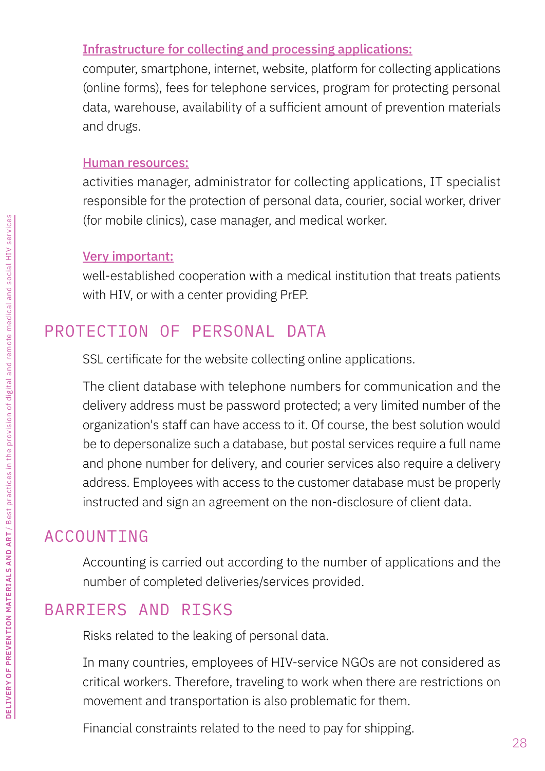**Infrastructure for collecting and processing applications:**

computer, smartphone, internet, website, platform for collecting applications (online forms), fees for telephone services, program for protecting personal data, warehouse, availability of a sufficient amount of prevention materials and drugs.

**Human resources:**

activities manager, administrator for collecting applications, IT specialist responsible for the protection of personal data, courier, social worker, driver (for mobile clinics), case manager, and medical worker.

**Very important:**

well-established cooperation with a medical institution that treats patients with HIV, or with a center providing PrEP.

## PROTECTION OF PERSONAL DATA

SSL certificate for the website collecting online applications.

The client database with telephone numbers for communication and the delivery address must be password protected; a very limited number of the organization's staff can have access to it. Of course, the best solution would be to depersonalize such a database, but postal services require a full name and phone number for delivery, and courier services also require a delivery address. Employees with access to the customer database must be properly instructed and sign an agreement on the non-disclosure of client data.

## ACCOUNTING

Accounting is carried out according to the number of applications and the number of completed deliveries/services provided.

## BARRIERS AND RISKS

Risks related to the leaking of personal data.

In many countries, employees of HIV-service NGOs are not considered as critical workers. Therefore, traveling to work when there are restrictions on movement and transportation is also problematic for them.

Financial constraints related to the need to pay for shipping.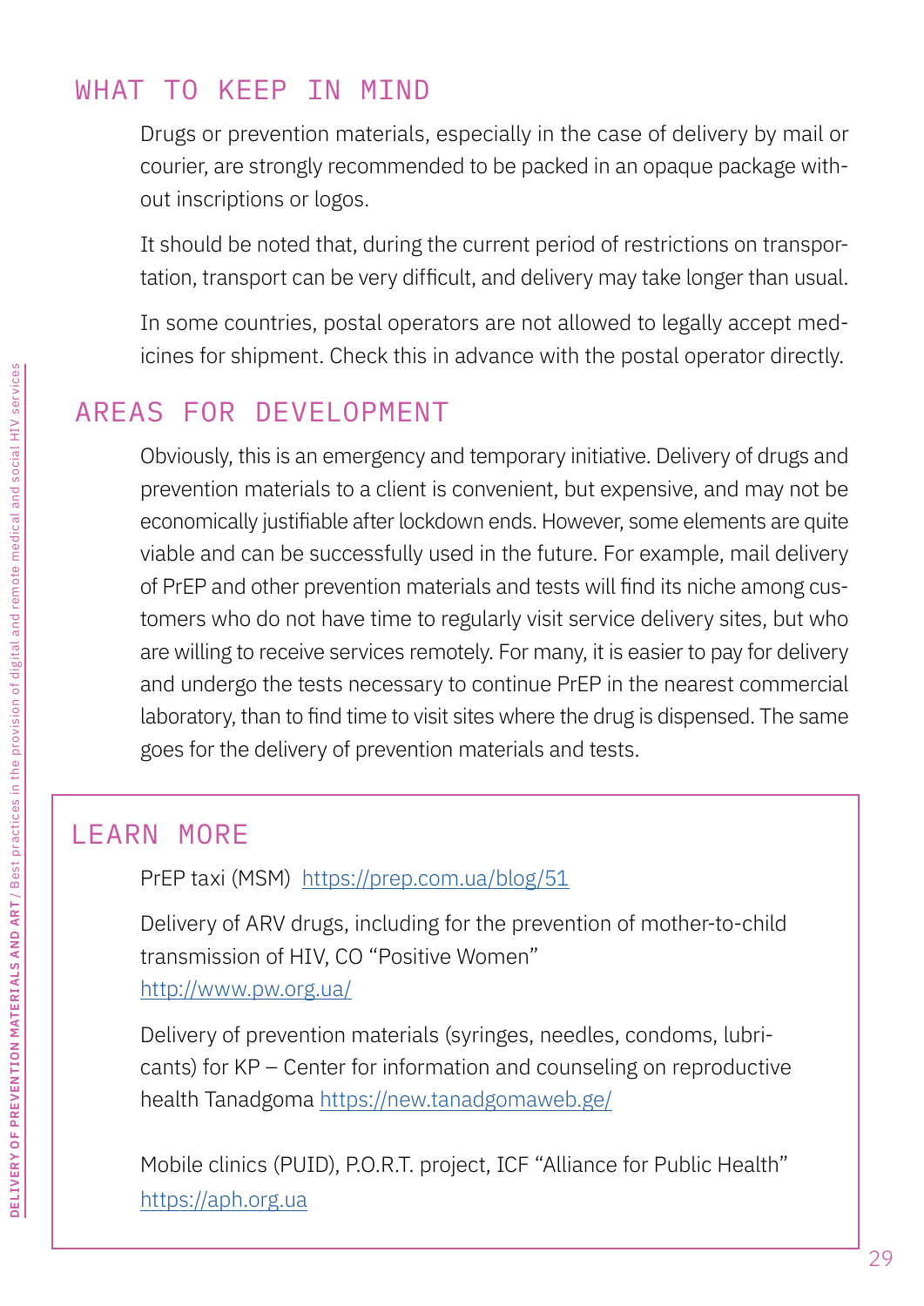## WHAT TO KEEP IN MIND

Drugs or prevention materials, especially in the case of delivery by mail or courier, are strongly recommended to be packed in an opaque package without inscriptions or logos.

It should be noted that, during the current period of restrictions on transportation, transport can be very difficult, and delivery may take longer than usual.

In some countries, postal operators are not allowed to legally accept medicines for shipment. Check this in advance with the postal operator directly.

## AREAS FOR DEVELOPMENT

Obviously, this is an emergency and temporary initiative. Delivery of drugs and prevention materials to a client is convenient, but expensive, and may not be economically justifiable after lockdown ends. However, some elements are quite viable and can be successfully used in the future. For example, mail delivery of PrEP and other prevention materials and tests will find its niche among customers who do not have time to regularly visit service delivery sites, but who are willing to receive services remotely. For many, it is easier to pay for delivery and undergo the tests necessary to continue PrEP in the nearest commercial laboratory, than to find time to visit sites where the drug is dispensed. The same goes for the delivery of prevention materials and tests.

## LEARN MORE

PrEP taxi (MSM) https://prep.com.ua/blog/51

Delivery of ARV drugs, including for the prevention of mother-to-child transmission of HIV, CO "Positive Women" http://www.pw.org.ua/

Delivery of prevention materials (syringes, needles, condoms, lubricants) for KP – Center for information and counseling on reproductive health Tanadgoma https://new.tanadgomaweb.ge/

Mobile clinics (PUID), P.O.R.T. project, ICF "Alliance for Public Health" https://aph.org.ua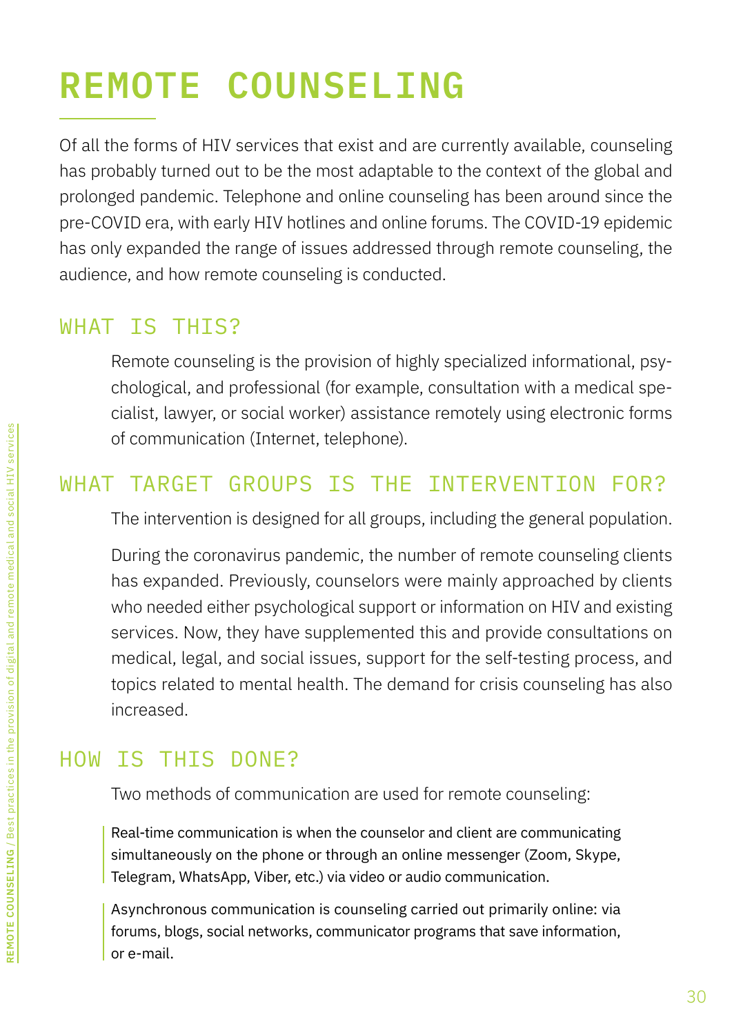# REMOTE COUNSELING

Of all the forms of HIV services that exist and are currently available, counseling has probably turned out to be the most adaptable to the context of the global and prolonged pandemic. Telephone and online counseling has been around since the pre-COVID era, with early HIV hotlines and online forums. The COVID-19 epidemic has only expanded the range of issues addressed through remote counseling, the audience, and how remote counseling is conducted.

## WHAT IS THIS?

Remote counseling is the provision of highly specialized informational, psychological, and professional (for example, consultation with a medical specialist, lawyer, or social worker) assistance remotely using electronic forms of communication (Internet, telephone).

## WHAT TARGET GROUPS IS THE INTERVENTION FOR?

The intervention is designed for all groups, including the general population.

During the coronavirus pandemic, the number of remote counseling clients has expanded. Previously, counselors were mainly approached by clients who needed either psychological support or information on HIV and existing services. Now, they have supplemented this and provide consultations on medical, legal, and social issues, support for the self-testing process, and topics related to mental health. The demand for crisis counseling has also increased.

## HOW IS THIS DONE?

Two methods of communication are used for remote counseling:

> Real-time communication is when the counselor and client are communicating simultaneously on the phone or through an online messenger (Zoom, Skype, Telegram, WhatsApp, Viber, etc.) via video or audio communication.

> Asynchronous communication is counseling carried out primarily online: via forums, blogs, social networks, communicator programs that save information, or e-mail.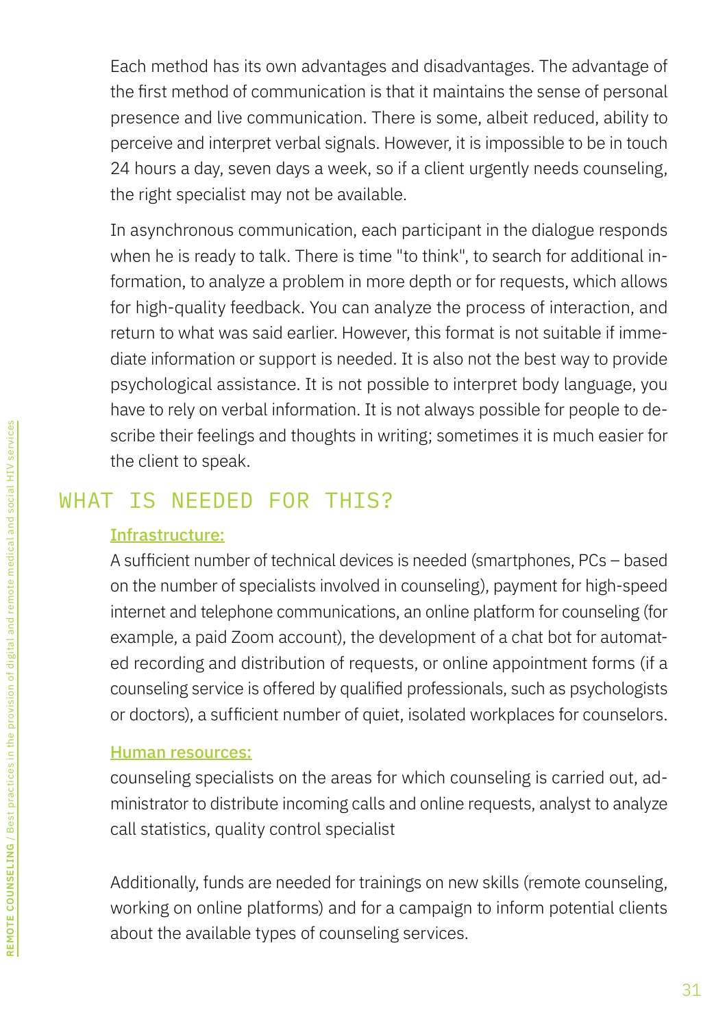Each method has its own advantages and disadvantages. The advantage of the first method of communication is that it maintains the sense of personal presence and live communication. There is some, albeit reduced, ability to perceive and interpret verbal signals. However, it is impossible to be in touch 24 hours a day, seven days a week, so if a client urgently needs counseling, the right specialist may not be available.

In asynchronous communication, each participant in the dialogue responds when he is ready to talk. There is time "to think", to search for additional information, to analyze a problem in more depth or for requests, which allows for high-quality feedback. You can analyze the process of interaction, and return to what was said earlier. However, this format is not suitable if immediate information or support is needed. It is also not the best way to provide psychological assistance. It is not possible to interpret body language, you have to rely on verbal information. It is not always possible for people to describe their feelings and thoughts in writing; sometimes it is much easier for the client to speak.

## WHAT IS NEEDED FOR THIS?

**Infrastructure:**

A sufficient number of technical devices is needed (smartphones, PCs – based on the number of specialists involved in counseling), payment for high-speed internet and telephone communications, an online platform for counseling (for example, a paid Zoom account), the development of a chat bot for automated recording and distribution of requests, or online appointment forms (if a counseling service is offered by qualified professionals, such as psychologists or doctors), a sufficient number of quiet, isolated workplaces for counselors.

**Human resources:**

counseling specialists on the areas for which counseling is carried out, administrator to distribute incoming calls and online requests, analyst to analyze call statistics, quality control specialist

Additionally, funds are needed for trainings on new skills (remote counseling, working on online platforms) and for a campaign to inform potential clients about the available types of counseling services.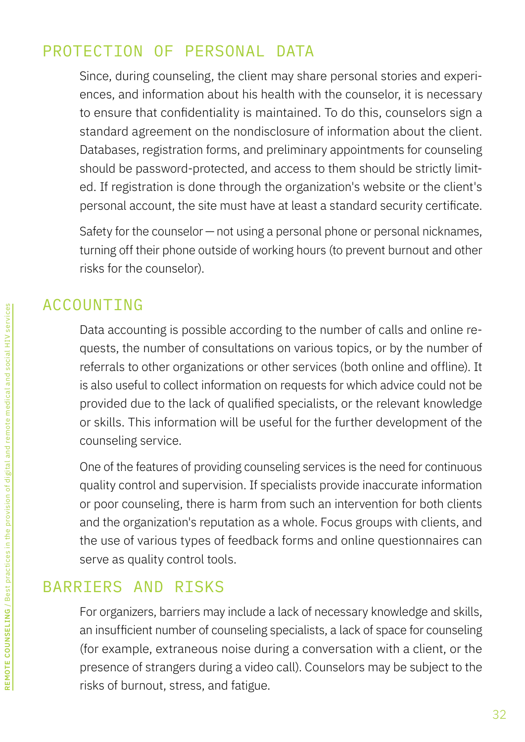## PROTECTION OF PERSONAL DATA

Since, during counseling, the client may share personal stories and experiences, and information about his health with the counselor, it is necessary to ensure that confidentiality is maintained. To do this, counselors sign a standard agreement on the nondisclosure of information about the client. Databases, registration forms, and preliminary appointments for counseling should be password-protected, and access to them should be strictly limited. If registration is done through the organization's website or the client's personal account, the site must have at least a standard security certificate.

Safety for the counselor — not using a personal phone or personal nicknames, turning off their phone outside of working hours (to prevent burnout and other risks for the counselor).

## ACCOUNTING

Data accounting is possible according to the number of calls and online requests, the number of consultations on various topics, or by the number of referrals to other organizations or other services (both online and offline). It is also useful to collect information on requests for which advice could not be provided due to the lack of qualified specialists, or the relevant knowledge or skills. This information will be useful for the further development of the counseling service.

One of the features of providing counseling services is the need for continuous quality control and supervision. If specialists provide inaccurate information or poor counseling, there is harm from such an intervention for both clients and the organization's reputation as a whole. Focus groups with clients, and the use of various types of feedback forms and online questionnaires can serve as quality control tools.

## BARRIERS AND RISKS

For organizers, barriers may include a lack of necessary knowledge and skills, an insufficient number of counseling specialists, a lack of space for counseling (for example, extraneous noise during a conversation with a client, or the presence of strangers during a video call). Counselors may be subject to the risks of burnout, stress, and fatigue.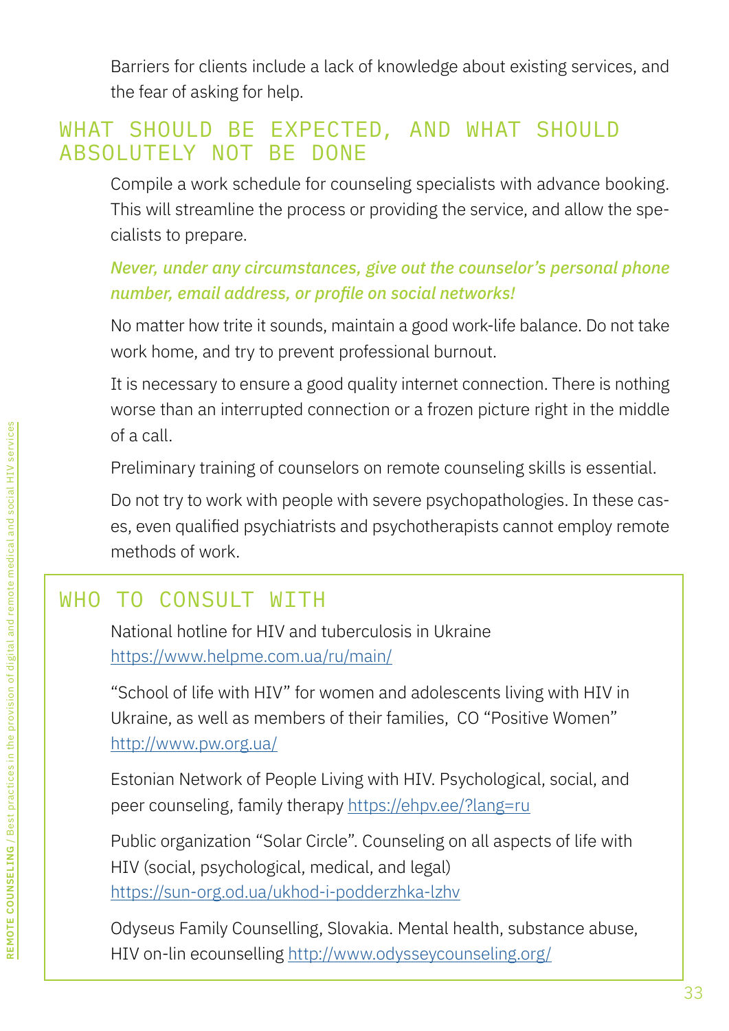Barriers for clients include a lack of knowledge about existing services, and the fear of asking for help.

## WHAT SHOULD BE EXPECTED, AND WHAT SHOULD ABSOLUTELY NOT BE DONE

Compile a work schedule for counseling specialists with advance booking. This will streamline the process or providing the service, and allow the specialists to prepare.

***Never, under any circumstances, give out the counselor's personal phone number, email address, or profile on social networks!***

No matter how trite it sounds, maintain a good work-life balance. Do not take work home, and try to prevent professional burnout.

It is necessary to ensure a good quality internet connection. There is nothing worse than an interrupted connection or a frozen picture right in the middle of a call.

Preliminary training of counselors on remote counseling skills is essential.

Do not try to work with people with severe psychopathologies. In these cases, even qualified psychiatrists and psychotherapists cannot employ remote methods of work.

## WHO TO CONSULT WITH

National hotline for HIV and tuberculosis in Ukraine https://www.helpme.com.ua/ru/main/

"School of life with HIV" for women and adolescents living with HIV in Ukraine, as well as members of their families, CO "Positive Women" http://www.pw.org.ua/

Estonian Network of People Living with HIV. Psychological, social, and peer counseling, family therapy https://ehpv.ee/?lang=ru

Public organization "Solar Circle". Counseling on all aspects of life with HIV (social, psychological, medical, and legal) https://sun-org.od.ua/ukhod-i-podderzhka-lzhv

Odyseus Family Counselling, Slovakia. Mental health, substance abuse, HIV on-lin ecounselling http://www.odysseycounseling.org/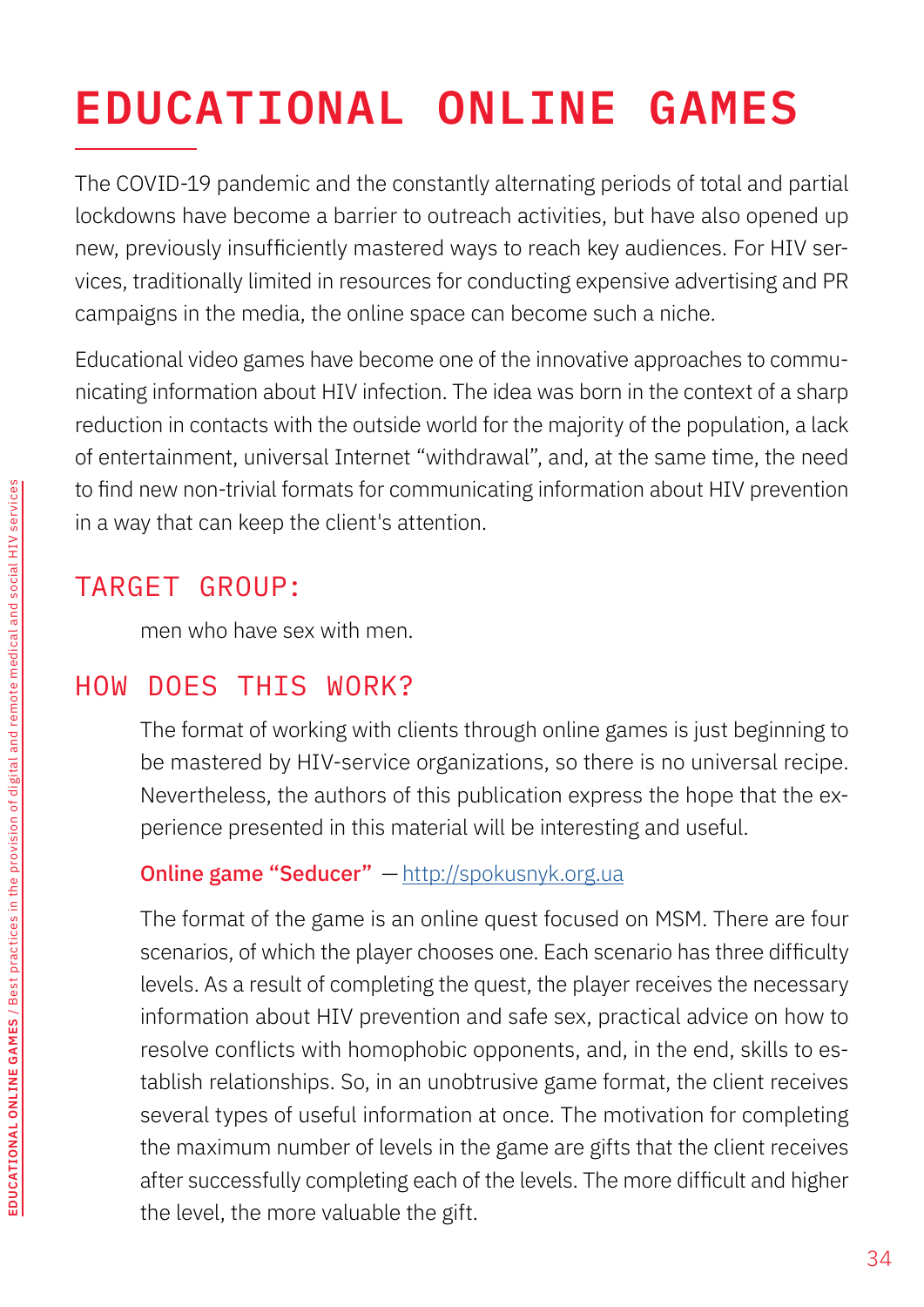# EDUCATIONAL ONLINE GAMES

The COVID-19 pandemic and the constantly alternating periods of total and partial lockdowns have become a barrier to outreach activities, but have also opened up new, previously insufficiently mastered ways to reach key audiences. For HIV services, traditionally limited in resources for conducting expensive advertising and PR campaigns in the media, the online space can become such a niche.

Educational video games have become one of the innovative approaches to communicating information about HIV infection. The idea was born in the context of a sharp reduction in contacts with the outside world for the majority of the population, a lack of entertainment, universal Internet "withdrawal", and, at the same time, the need to find new non-trivial formats for communicating information about HIV prevention in a way that can keep the client's attention.

## TARGET GROUP:

men who have sex with men.

## HOW DOES THIS WORK?

The format of working with clients through online games is just beginning to be mastered by HIV-service organizations, so there is no universal recipe. Nevertheless, the authors of this publication express the hope that the experience presented in this material will be interesting and useful.

**Online game "Seducer"** — http://spokusnyk.org.ua

The format of the game is an online quest focused on MSM. There are four scenarios, of which the player chooses one. Each scenario has three difficulty levels. As a result of completing the quest, the player receives the necessary information about HIV prevention and safe sex, practical advice on how to resolve conflicts with homophobic opponents, and, in the end, skills to establish relationships. So, in an unobtrusive game format, the client receives several types of useful information at once. The motivation for completing the maximum number of levels in the game are gifts that the client receives after successfully completing each of the levels. The more difficult and higher the level, the more valuable the gift.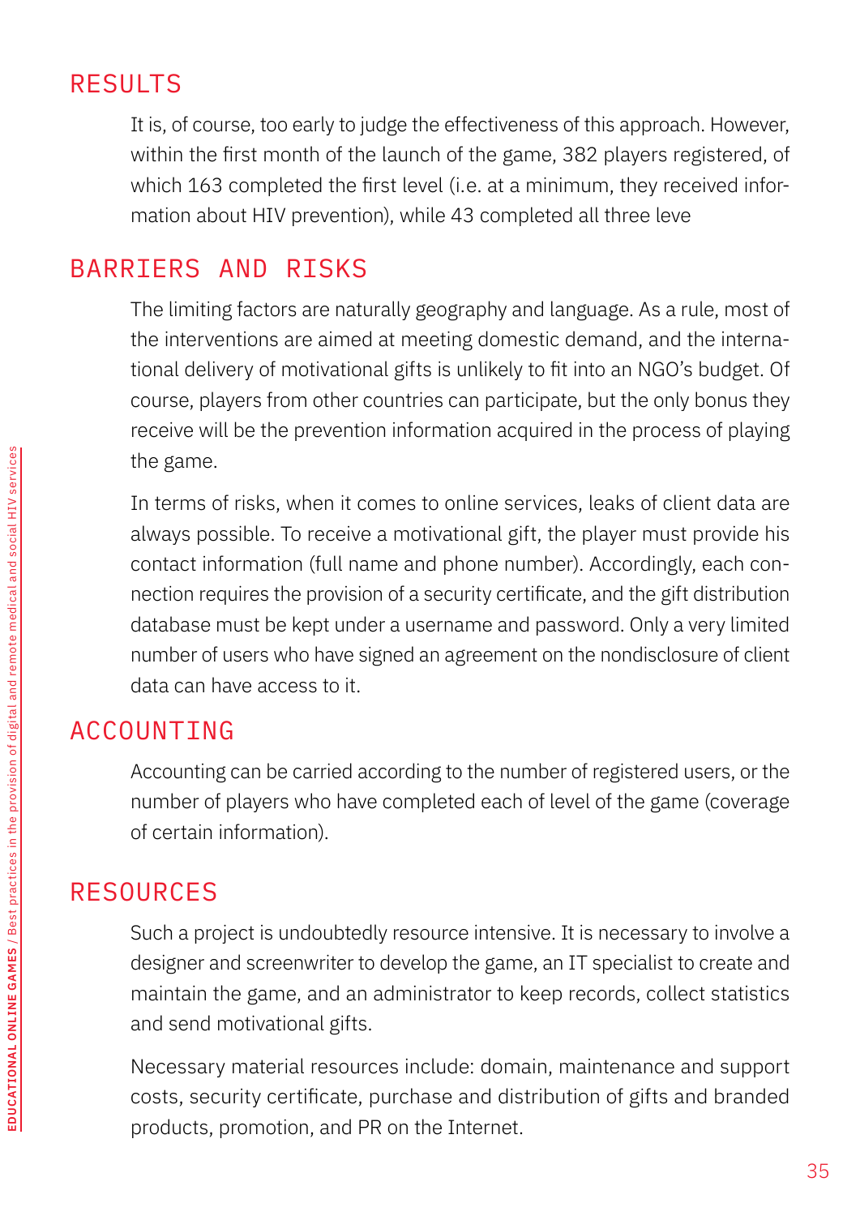## RESULTS

It is, of course, too early to judge the effectiveness of this approach. However, within the first month of the launch of the game, 382 players registered, of which 163 completed the first level (i.e. at a minimum, they received information about HIV prevention), while 43 completed all three leve

## BARRIERS AND RISKS

The limiting factors are naturally geography and language. As a rule, most of the interventions are aimed at meeting domestic demand, and the international delivery of motivational gifts is unlikely to fit into an NGO's budget. Of course, players from other countries can participate, but the only bonus they receive will be the prevention information acquired in the process of playing the game.

In terms of risks, when it comes to online services, leaks of client data are always possible. To receive a motivational gift, the player must provide his contact information (full name and phone number). Accordingly, each connection requires the provision of a security certificate, and the gift distribution database must be kept under a username and password. Only a very limited number of users who have signed an agreement on the nondisclosure of client data can have access to it.

## ACCOUNTING

Accounting can be carried according to the number of registered users, or the number of players who have completed each of level of the game (coverage of certain information).

## RESOURCES

Such a project is undoubtedly resource intensive. It is necessary to involve a designer and screenwriter to develop the game, an IT specialist to create and maintain the game, and an administrator to keep records, collect statistics and send motivational gifts.

Necessary material resources include: domain, maintenance and support costs, security certificate, purchase and distribution of gifts and branded products, promotion, and PR on the Internet.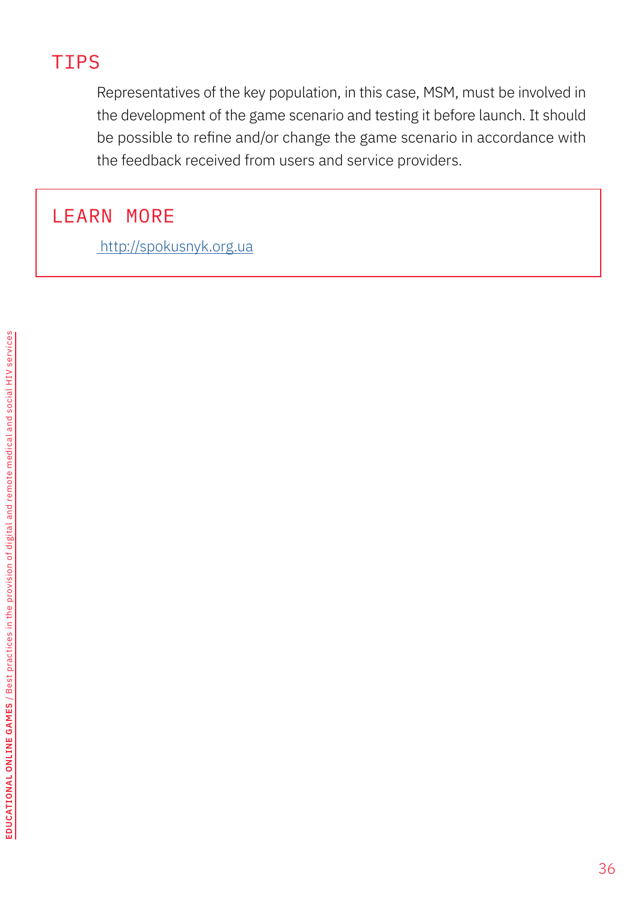## TIPS

Representatives of the key population, in this case, MSM, must be involved in the development of the game scenario and testing it before launch. It should be possible to refine and/or change the game scenario in accordance with the feedback received from users and service providers.

## LEARN MORE

http://spokusnyk.org.ua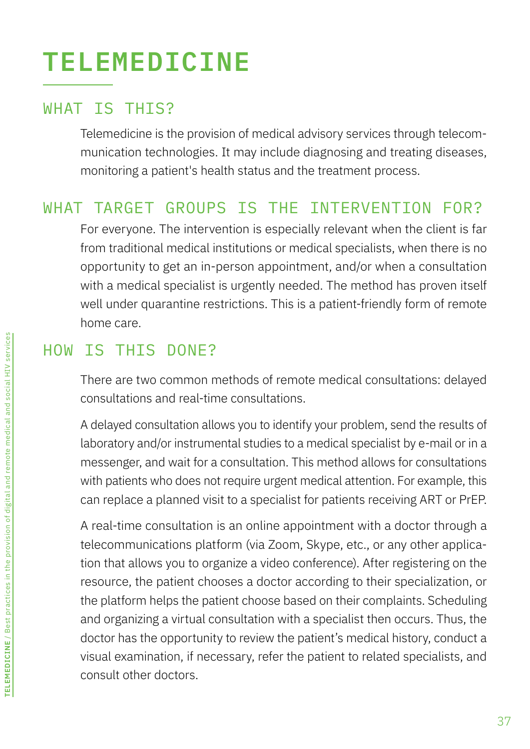# TELEMEDICINE

## WHAT IS THIS?

Telemedicine is the provision of medical advisory services through telecommunication technologies. It may include diagnosing and treating diseases, monitoring a patient's health status and the treatment process.

## WHAT TARGET GROUPS IS THE INTERVENTION FOR?

For everyone. The intervention is especially relevant when the client is far from traditional medical institutions or medical specialists, when there is no opportunity to get an in-person appointment, and/or when a consultation with a medical specialist is urgently needed. The method has proven itself well under quarantine restrictions. This is a patient-friendly form of remote home care.

## HOW IS THIS DONE?

There are two common methods of remote medical consultations: delayed consultations and real-time consultations.

A delayed consultation allows you to identify your problem, send the results of laboratory and/or instrumental studies to a medical specialist by e-mail or in a messenger, and wait for a consultation. This method allows for consultations with patients who does not require urgent medical attention. For example, this can replace a planned visit to a specialist for patients receiving ART or PrEP.

A real-time consultation is an online appointment with a doctor through a telecommunications platform (via Zoom, Skype, etc., or any other application that allows you to organize a video conference). After registering on the resource, the patient chooses a doctor according to their specialization, or the platform helps the patient choose based on their complaints. Scheduling and organizing a virtual consultation with a specialist then occurs. Thus, the doctor has the opportunity to review the patient's medical history, conduct a visual examination, if necessary, refer the patient to related specialists, and consult other doctors.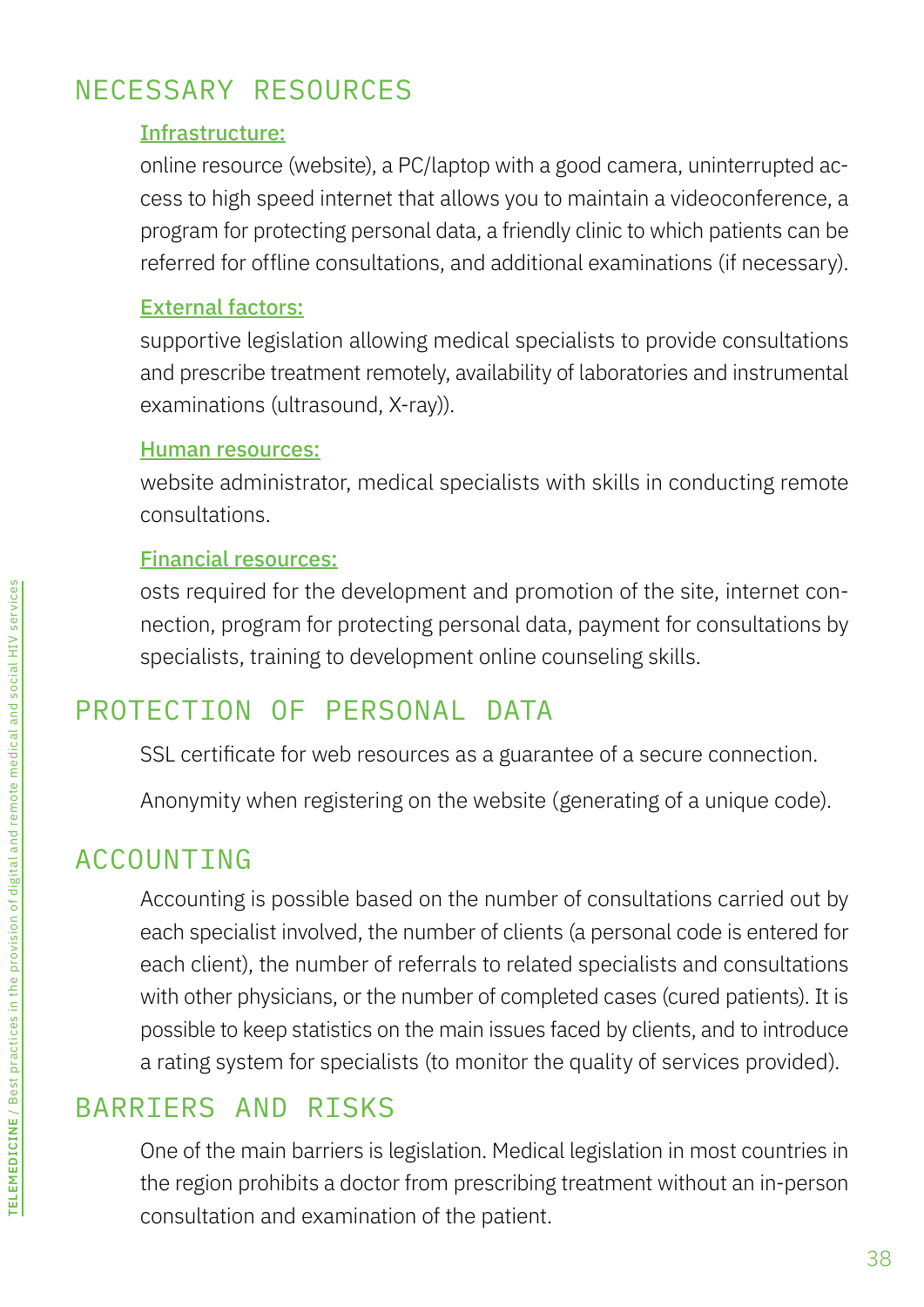## NECESSARY RESOURCES

**Infrastructure:**

online resource (website), a PC/laptop with a good camera, uninterrupted access to high speed internet that allows you to maintain a videoconference, a program for protecting personal data, a friendly clinic to which patients can be referred for offline consultations, and additional examinations (if necessary).

**External factors:**

supportive legislation allowing medical specialists to provide consultations and prescribe treatment remotely, availability of laboratories and instrumental examinations (ultrasound, X-ray)).

**Human resources:**

website administrator, medical specialists with skills in conducting remote consultations.

**Financial resources:**

osts required for the development and promotion of the site, internet connection, program for protecting personal data, payment for consultations by specialists, training to development online counseling skills.

## PROTECTION OF PERSONAL DATA

SSL certificate for web resources as a guarantee of a secure connection.

Anonymity when registering on the website (generating of a unique code).

## ACCOUNTING

Accounting is possible based on the number of consultations carried out by each specialist involved, the number of clients (a personal code is entered for each client), the number of referrals to related specialists and consultations with other physicians, or the number of completed cases (cured patients). It is possible to keep statistics on the main issues faced by clients, and to introduce a rating system for specialists (to monitor the quality of services provided).

## BARRIERS AND RISKS

One of the main barriers is legislation. Medical legislation in most countries in the region prohibits a doctor from prescribing treatment without an in-person consultation and examination of the patient.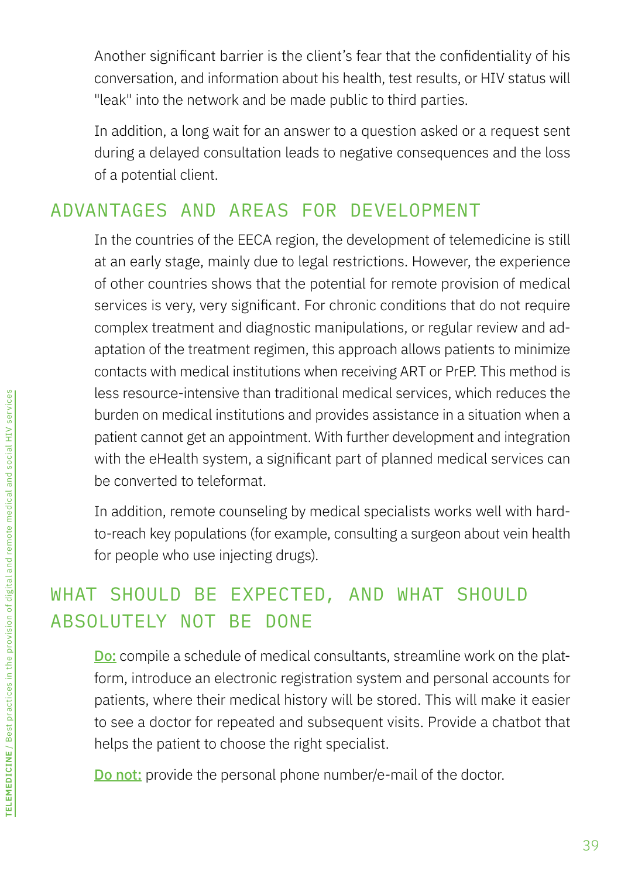Another significant barrier is the client's fear that the confidentiality of his conversation, and information about his health, test results, or HIV status will "leak" into the network and be made public to third parties.

In addition, a long wait for an answer to a question asked or a request sent during a delayed consultation leads to negative consequences and the loss of a potential client.

## ADVANTAGES AND AREAS FOR DEVELOPMENT

In the countries of the EECA region, the development of telemedicine is still at an early stage, mainly due to legal restrictions. However, the experience of other countries shows that the potential for remote provision of medical services is very, very significant. For chronic conditions that do not require complex treatment and diagnostic manipulations, or regular review and adaptation of the treatment regimen, this approach allows patients to minimize contacts with medical institutions when receiving ART or PrEP. This method is less resource-intensive than traditional medical services, which reduces the burden on medical institutions and provides assistance in a situation when a patient cannot get an appointment. With further development and integration with the eHealth system, a significant part of planned medical services can be converted to teleformat.

In addition, remote counseling by medical specialists works well with hard-to-reach key populations (for example, consulting a surgeon about vein health for people who use injecting drugs).

## WHAT SHOULD BE EXPECTED, AND WHAT SHOULD ABSOLUTELY NOT BE DONE

**Do:** compile a schedule of medical consultants, streamline work on the platform, introduce an electronic registration system and personal accounts for patients, where their medical history will be stored. This will make it easier to see a doctor for repeated and subsequent visits. Provide a chatbot that helps the patient to choose the right specialist.

**Do not:** provide the personal phone number/e-mail of the doctor.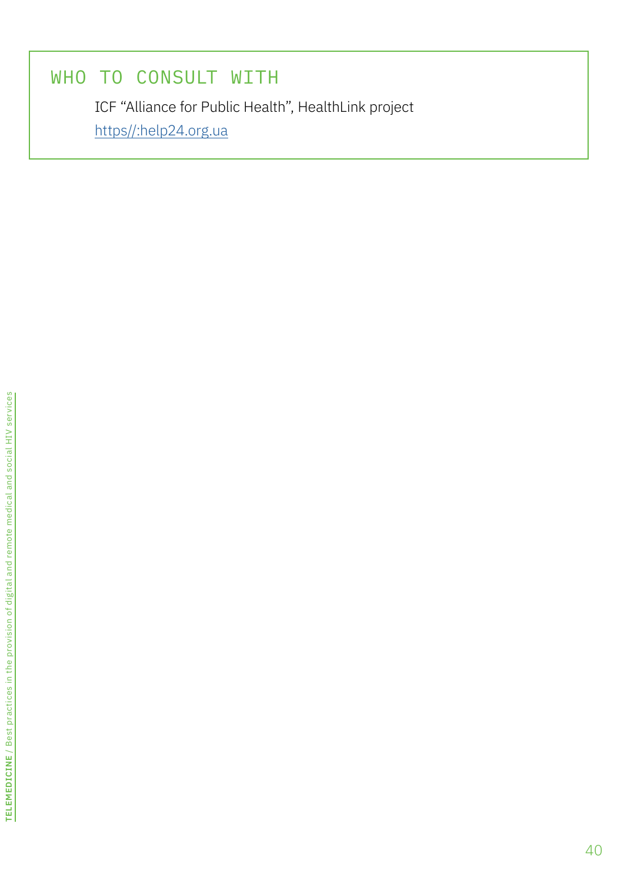## WHO TO CONSULT WITH

ICF “Alliance for Public Health”, HealthLink project

https//:help24.org.ua